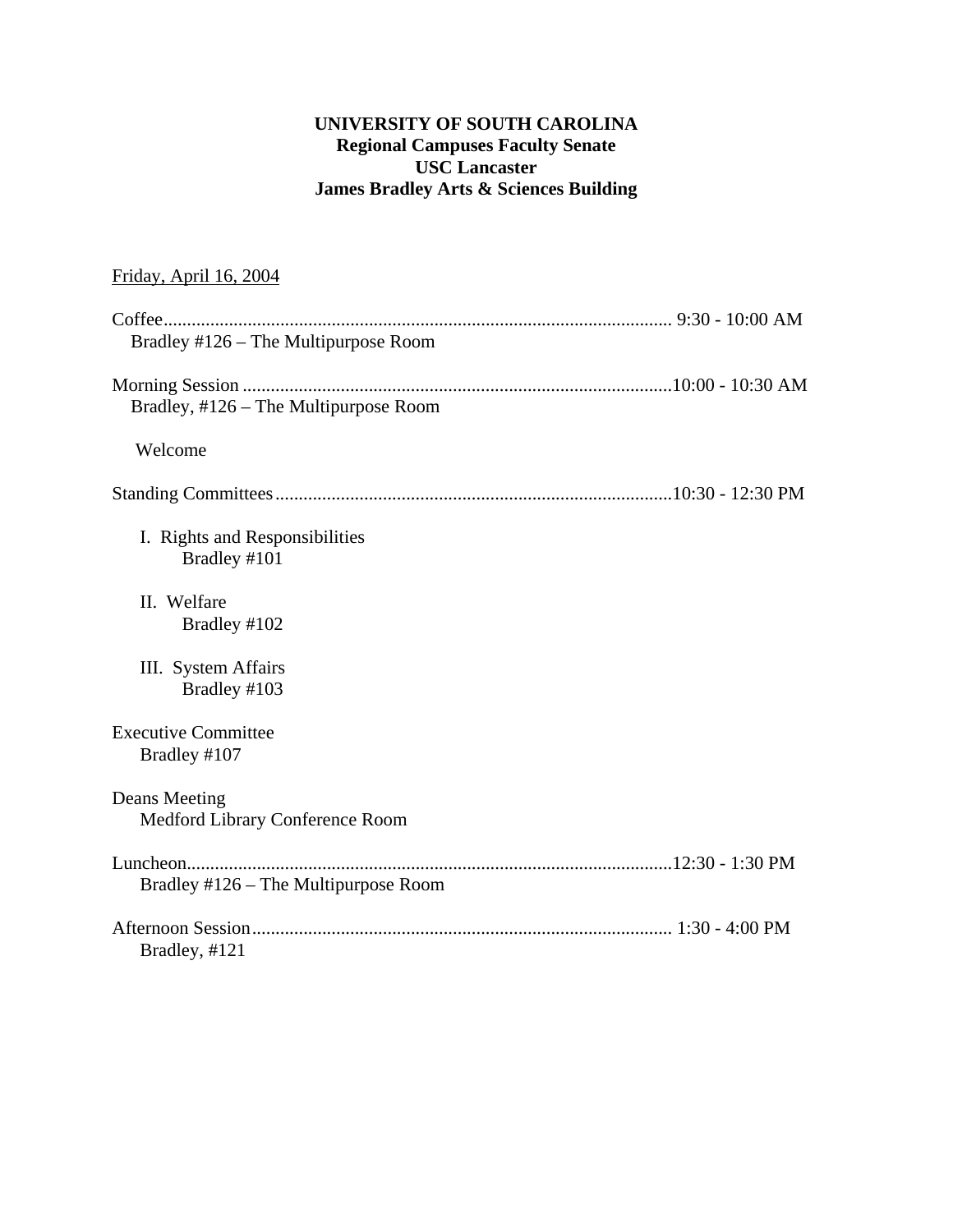**UNIVERSITY OF SOUTH CAROLINA**
**Regional Campuses Faculty Senate**
**USC Lancaster**
**James Bradley Arts & Sciences Building**

Friday, April 16, 2004

Coffee............................................................................................................ 9:30 - 10:00 AM
Bradley #126 – The Multipurpose Room

Morning Session ...........................................................................................10:00 - 10:30 AM
Bradley, #126 – The Multipurpose Room

Welcome

Standing Committees....................................................................................10:30 - 12:30 PM

I. Rights and Responsibilities
Bradley #101

II. Welfare
Bradley #102

III. System Affairs
Bradley #103

Executive Committee
Bradley #107

Deans Meeting
Medford Library Conference Room

Luncheon.......................................................................................................12:30 - 1:30 PM
Bradley #126 – The Multipurpose Room

Afternoon Session......................................................................................... 1:30 - 4:00 PM
Bradley, #121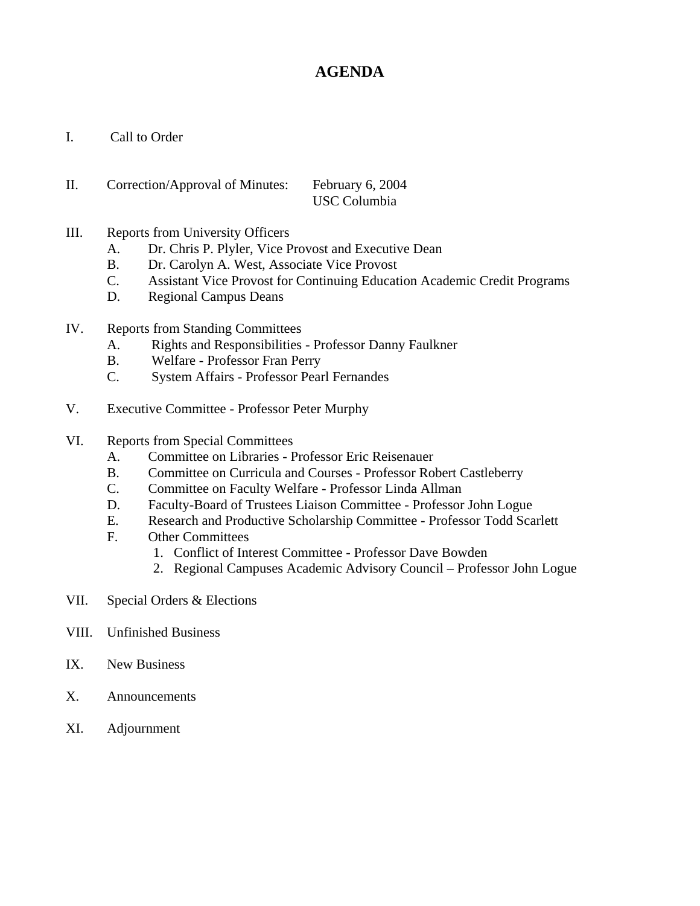# AGENDA

I. Call to Order

II. Correction/Approval of Minutes: February 6, 2004
USC Columbia

III. Reports from University Officers
   A. Dr. Chris P. Plyler, Vice Provost and Executive Dean
   B. Dr. Carolyn A. West, Associate Vice Provost
   C. Assistant Vice Provost for Continuing Education Academic Credit Programs
   D. Regional Campus Deans

IV. Reports from Standing Committees
   A. Rights and Responsibilities - Professor Danny Faulkner
   B. Welfare - Professor Fran Perry
   C. System Affairs - Professor Pearl Fernandes

V. Executive Committee - Professor Peter Murphy

VI. Reports from Special Committees
   A. Committee on Libraries - Professor Eric Reisenauer
   B. Committee on Curricula and Courses - Professor Robert Castleberry
   C. Committee on Faculty Welfare - Professor Linda Allman
   D. Faculty-Board of Trustees Liaison Committee - Professor John Logue
   E. Research and Productive Scholarship Committee - Professor Todd Scarlett
   F. Other Committees
      1. Conflict of Interest Committee - Professor Dave Bowden
      2. Regional Campuses Academic Advisory Council – Professor John Logue

VII. Special Orders & Elections

VIII. Unfinished Business

IX. New Business

X. Announcements

XI. Adjournment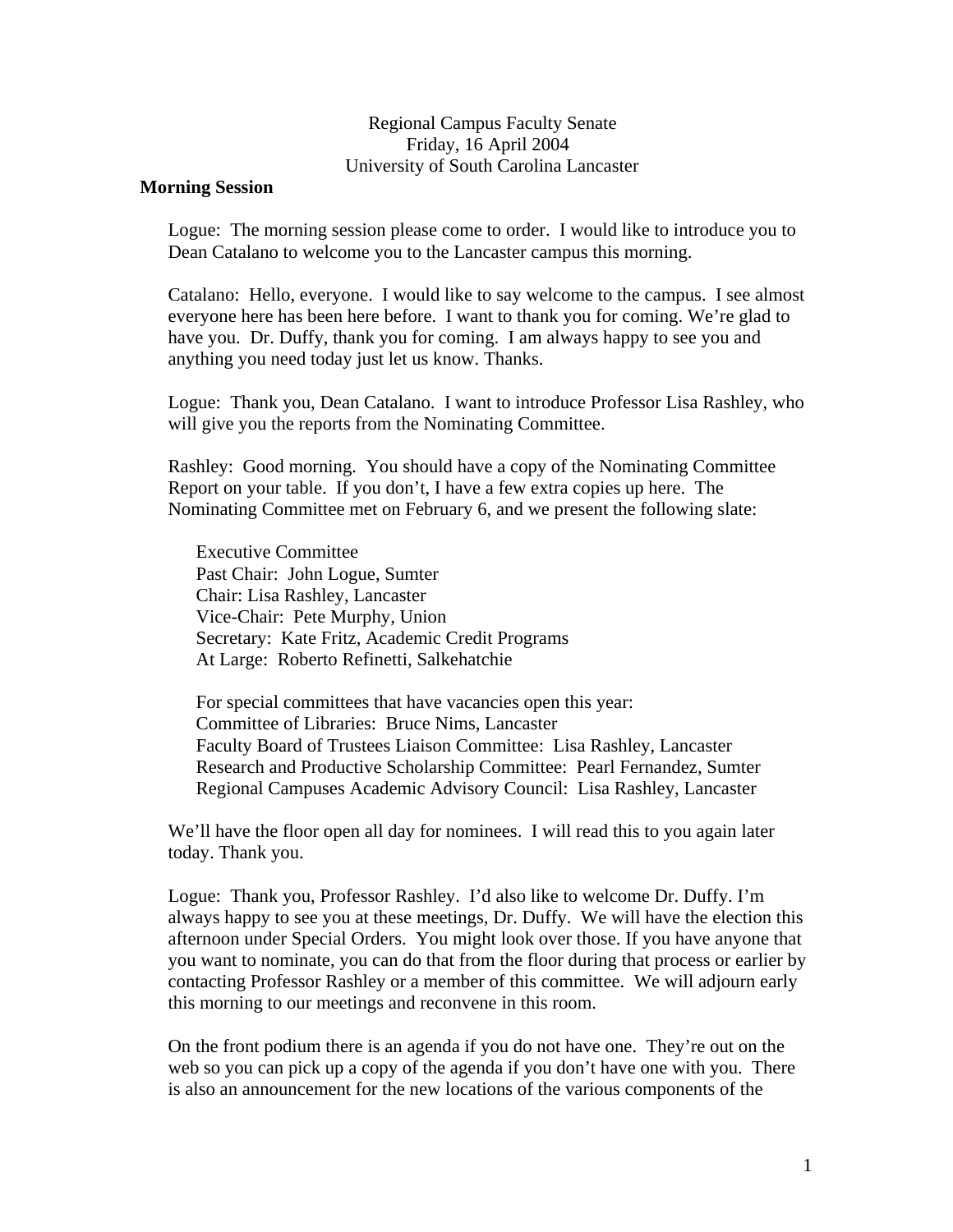Regional Campus Faculty Senate
Friday, 16 April 2004
University of South Carolina Lancaster

**Morning Session**

Logue: The morning session please come to order. I would like to introduce you to Dean Catalano to welcome you to the Lancaster campus this morning.

Catalano: Hello, everyone. I would like to say welcome to the campus. I see almost everyone here has been here before. I want to thank you for coming. We're glad to have you. Dr. Duffy, thank you for coming. I am always happy to see you and anything you need today just let us know. Thanks.

Logue: Thank you, Dean Catalano. I want to introduce Professor Lisa Rashley, who will give you the reports from the Nominating Committee.

Rashley: Good morning. You should have a copy of the Nominating Committee Report on your table. If you don't, I have a few extra copies up here. The Nominating Committee met on February 6, and we present the following slate:

> Executive Committee
> Past Chair: John Logue, Sumter
> Chair: Lisa Rashley, Lancaster
> Vice-Chair: Pete Murphy, Union
> Secretary: Kate Fritz, Academic Credit Programs
> At Large: Roberto Refinetti, Salkehatchie
>
> For special committees that have vacancies open this year:
> Committee of Libraries: Bruce Nims, Lancaster
> Faculty Board of Trustees Liaison Committee: Lisa Rashley, Lancaster
> Research and Productive Scholarship Committee: Pearl Fernandez, Sumter
> Regional Campuses Academic Advisory Council: Lisa Rashley, Lancaster

We'll have the floor open all day for nominees. I will read this to you again later today. Thank you.

Logue: Thank you, Professor Rashley. I'd also like to welcome Dr. Duffy. I'm always happy to see you at these meetings, Dr. Duffy. We will have the election this afternoon under Special Orders. You might look over those. If you have anyone that you want to nominate, you can do that from the floor during that process or earlier by contacting Professor Rashley or a member of this committee. We will adjourn early this morning to our meetings and reconvene in this room.

On the front podium there is an agenda if you do not have one. They're out on the web so you can pick up a copy of the agenda if you don't have one with you. There is also an announcement for the new locations of the various components of the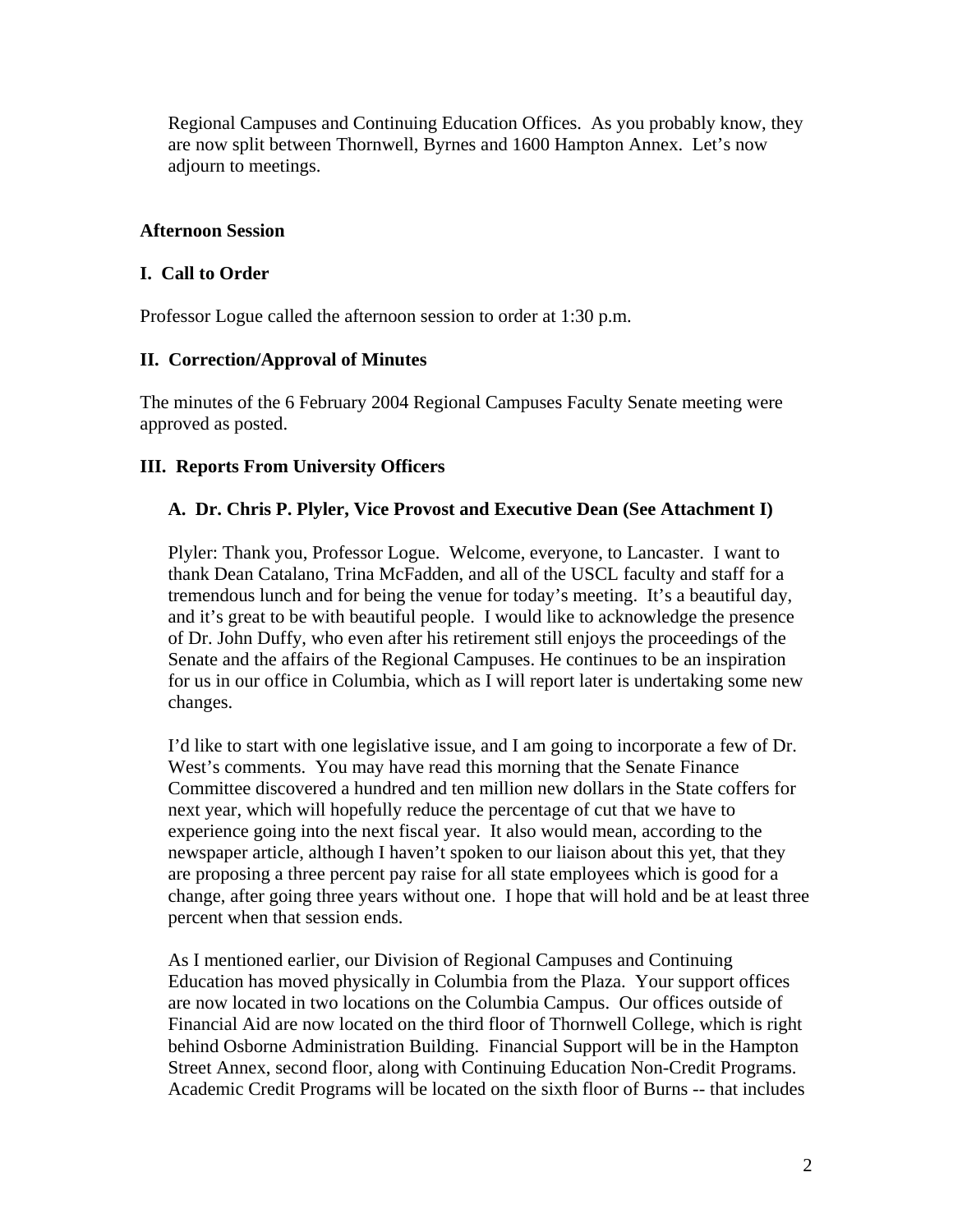Regional Campuses and Continuing Education Offices. As you probably know, they are now split between Thornwell, Byrnes and 1600 Hampton Annex. Let's now adjourn to meetings.

**Afternoon Session**

**I. Call to Order**

Professor Logue called the afternoon session to order at 1:30 p.m.

**II. Correction/Approval of Minutes**

The minutes of the 6 February 2004 Regional Campuses Faculty Senate meeting were approved as posted.

**III. Reports From University Officers**

**A. Dr. Chris P. Plyler, Vice Provost and Executive Dean (See Attachment I)**

Plyler: Thank you, Professor Logue. Welcome, everyone, to Lancaster. I want to thank Dean Catalano, Trina McFadden, and all of the USCL faculty and staff for a tremendous lunch and for being the venue for today's meeting. It's a beautiful day, and it's great to be with beautiful people. I would like to acknowledge the presence of Dr. John Duffy, who even after his retirement still enjoys the proceedings of the Senate and the affairs of the Regional Campuses. He continues to be an inspiration for us in our office in Columbia, which as I will report later is undertaking some new changes.

I'd like to start with one legislative issue, and I am going to incorporate a few of Dr. West's comments. You may have read this morning that the Senate Finance Committee discovered a hundred and ten million new dollars in the State coffers for next year, which will hopefully reduce the percentage of cut that we have to experience going into the next fiscal year. It also would mean, according to the newspaper article, although I haven't spoken to our liaison about this yet, that they are proposing a three percent pay raise for all state employees which is good for a change, after going three years without one. I hope that will hold and be at least three percent when that session ends.

As I mentioned earlier, our Division of Regional Campuses and Continuing Education has moved physically in Columbia from the Plaza. Your support offices are now located in two locations on the Columbia Campus. Our offices outside of Financial Aid are now located on the third floor of Thornwell College, which is right behind Osborne Administration Building. Financial Support will be in the Hampton Street Annex, second floor, along with Continuing Education Non-Credit Programs. Academic Credit Programs will be located on the sixth floor of Burns -- that includes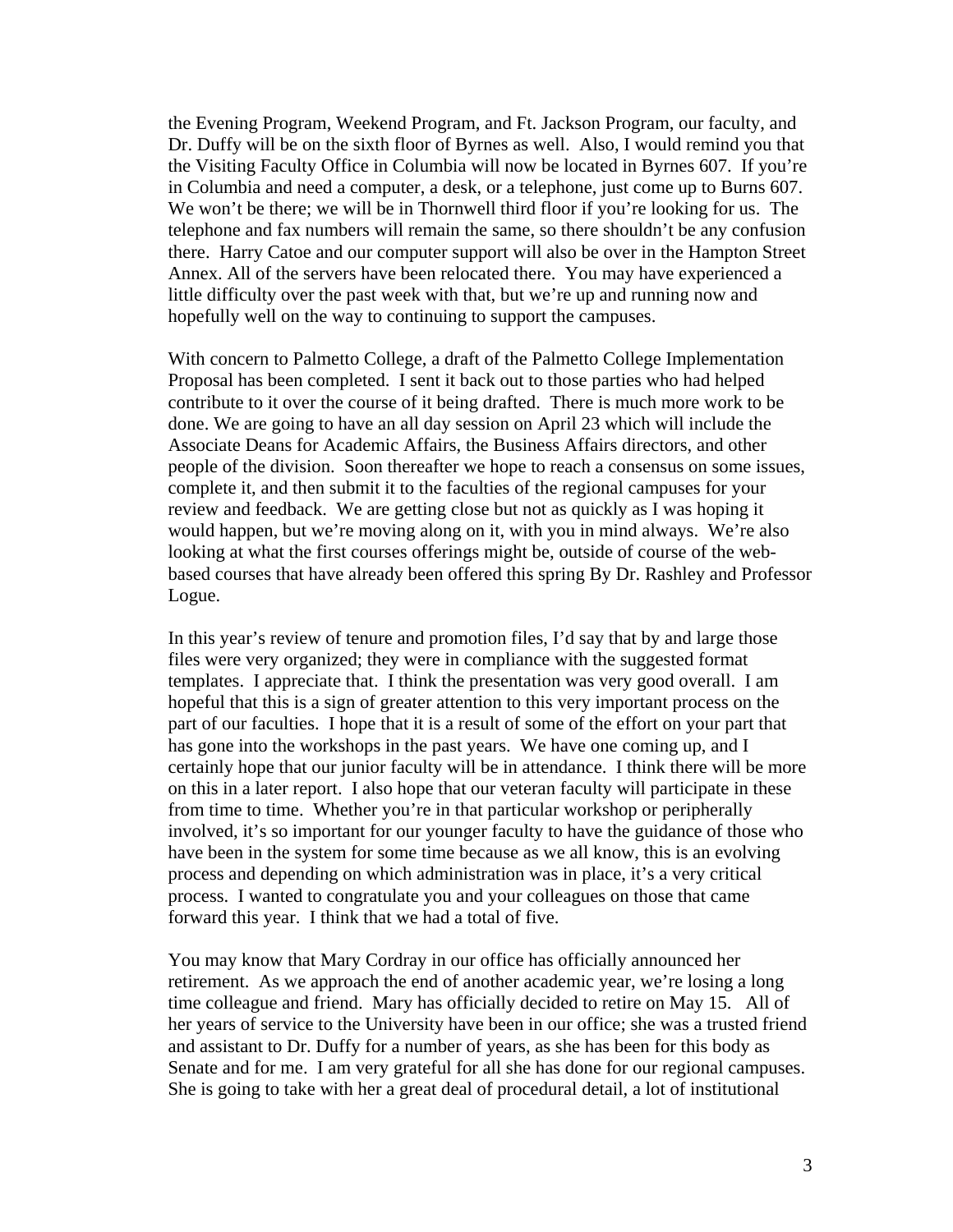the Evening Program, Weekend Program, and Ft. Jackson Program, our faculty, and Dr. Duffy will be on the sixth floor of Byrnes as well. Also, I would remind you that the Visiting Faculty Office in Columbia will now be located in Byrnes 607. If you're in Columbia and need a computer, a desk, or a telephone, just come up to Burns 607. We won't be there; we will be in Thornwell third floor if you're looking for us. The telephone and fax numbers will remain the same, so there shouldn't be any confusion there. Harry Catoe and our computer support will also be over in the Hampton Street Annex. All of the servers have been relocated there. You may have experienced a little difficulty over the past week with that, but we're up and running now and hopefully well on the way to continuing to support the campuses.

With concern to Palmetto College, a draft of the Palmetto College Implementation Proposal has been completed. I sent it back out to those parties who had helped contribute to it over the course of it being drafted. There is much more work to be done. We are going to have an all day session on April 23 which will include the Associate Deans for Academic Affairs, the Business Affairs directors, and other people of the division. Soon thereafter we hope to reach a consensus on some issues, complete it, and then submit it to the faculties of the regional campuses for your review and feedback. We are getting close but not as quickly as I was hoping it would happen, but we're moving along on it, with you in mind always. We're also looking at what the first courses offerings might be, outside of course of the web-based courses that have already been offered this spring By Dr. Rashley and Professor Logue.

In this year's review of tenure and promotion files, I'd say that by and large those files were very organized; they were in compliance with the suggested format templates. I appreciate that. I think the presentation was very good overall. I am hopeful that this is a sign of greater attention to this very important process on the part of our faculties. I hope that it is a result of some of the effort on your part that has gone into the workshops in the past years. We have one coming up, and I certainly hope that our junior faculty will be in attendance. I think there will be more on this in a later report. I also hope that our veteran faculty will participate in these from time to time. Whether you're in that particular workshop or peripherally involved, it's so important for our younger faculty to have the guidance of those who have been in the system for some time because as we all know, this is an evolving process and depending on which administration was in place, it's a very critical process. I wanted to congratulate you and your colleagues on those that came forward this year. I think that we had a total of five.

You may know that Mary Cordray in our office has officially announced her retirement. As we approach the end of another academic year, we're losing a long time colleague and friend. Mary has officially decided to retire on May 15. All of her years of service to the University have been in our office; she was a trusted friend and assistant to Dr. Duffy for a number of years, as she has been for this body as Senate and for me. I am very grateful for all she has done for our regional campuses. She is going to take with her a great deal of procedural detail, a lot of institutional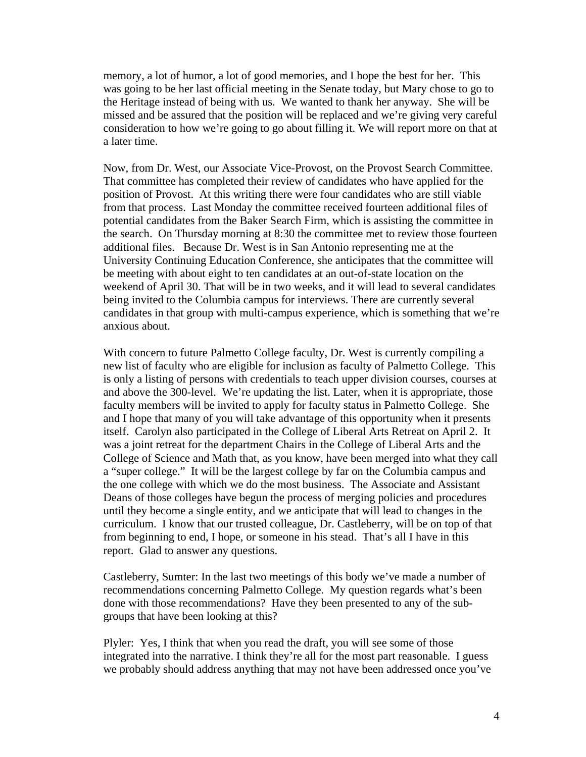memory, a lot of humor, a lot of good memories, and I hope the best for her. This was going to be her last official meeting in the Senate today, but Mary chose to go to the Heritage instead of being with us. We wanted to thank her anyway. She will be missed and be assured that the position will be replaced and we're giving very careful consideration to how we're going to go about filling it. We will report more on that at a later time.

Now, from Dr. West, our Associate Vice-Provost, on the Provost Search Committee. That committee has completed their review of candidates who have applied for the position of Provost. At this writing there were four candidates who are still viable from that process. Last Monday the committee received fourteen additional files of potential candidates from the Baker Search Firm, which is assisting the committee in the search. On Thursday morning at 8:30 the committee met to review those fourteen additional files. Because Dr. West is in San Antonio representing me at the University Continuing Education Conference, she anticipates that the committee will be meeting with about eight to ten candidates at an out-of-state location on the weekend of April 30. That will be in two weeks, and it will lead to several candidates being invited to the Columbia campus for interviews. There are currently several candidates in that group with multi-campus experience, which is something that we're anxious about.

With concern to future Palmetto College faculty, Dr. West is currently compiling a new list of faculty who are eligible for inclusion as faculty of Palmetto College. This is only a listing of persons with credentials to teach upper division courses, courses at and above the 300-level. We're updating the list. Later, when it is appropriate, those faculty members will be invited to apply for faculty status in Palmetto College. She and I hope that many of you will take advantage of this opportunity when it presents itself. Carolyn also participated in the College of Liberal Arts Retreat on April 2. It was a joint retreat for the department Chairs in the College of Liberal Arts and the College of Science and Math that, as you know, have been merged into what they call a "super college." It will be the largest college by far on the Columbia campus and the one college with which we do the most business. The Associate and Assistant Deans of those colleges have begun the process of merging policies and procedures until they become a single entity, and we anticipate that will lead to changes in the curriculum. I know that our trusted colleague, Dr. Castleberry, will be on top of that from beginning to end, I hope, or someone in his stead. That's all I have in this report. Glad to answer any questions.

Castleberry, Sumter: In the last two meetings of this body we've made a number of recommendations concerning Palmetto College. My question regards what's been done with those recommendations? Have they been presented to any of the sub-groups that have been looking at this?

Plyler: Yes, I think that when you read the draft, you will see some of those integrated into the narrative. I think they're all for the most part reasonable. I guess we probably should address anything that may not have been addressed once you've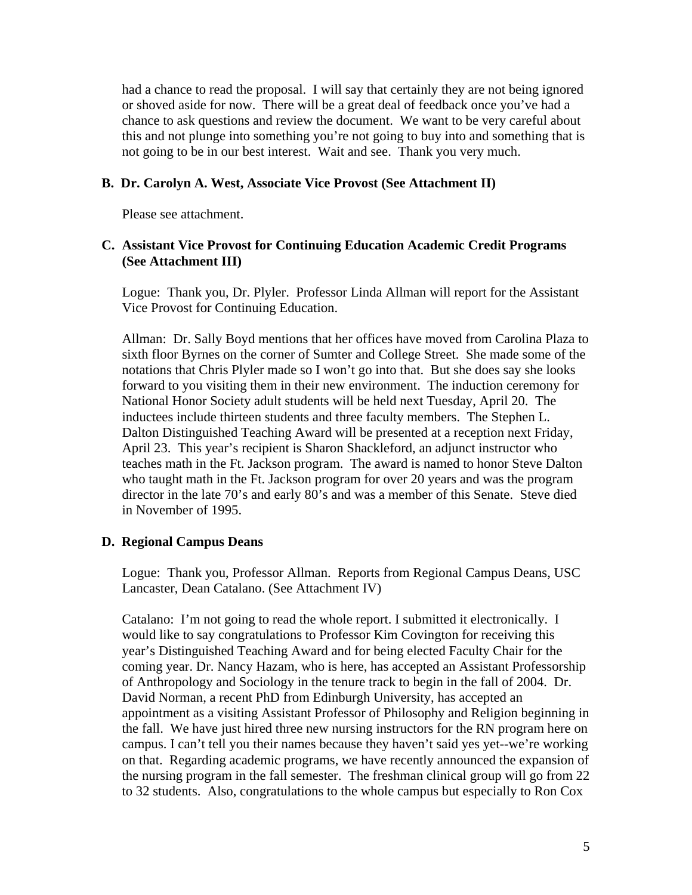had a chance to read the proposal. I will say that certainly they are not being ignored or shoved aside for now. There will be a great deal of feedback once you've had a chance to ask questions and review the document. We want to be very careful about this and not plunge into something you're not going to buy into and something that is not going to be in our best interest. Wait and see. Thank you very much.

**B. Dr. Carolyn A. West, Associate Vice Provost (See Attachment II)**

Please see attachment.

**C. Assistant Vice Provost for Continuing Education Academic Credit Programs (See Attachment III)**

Logue: Thank you, Dr. Plyler. Professor Linda Allman will report for the Assistant Vice Provost for Continuing Education.

Allman: Dr. Sally Boyd mentions that her offices have moved from Carolina Plaza to sixth floor Byrnes on the corner of Sumter and College Street. She made some of the notations that Chris Plyler made so I won't go into that. But she does say she looks forward to you visiting them in their new environment. The induction ceremony for National Honor Society adult students will be held next Tuesday, April 20. The inductees include thirteen students and three faculty members. The Stephen L. Dalton Distinguished Teaching Award will be presented at a reception next Friday, April 23. This year's recipient is Sharon Shackleford, an adjunct instructor who teaches math in the Ft. Jackson program. The award is named to honor Steve Dalton who taught math in the Ft. Jackson program for over 20 years and was the program director in the late 70's and early 80's and was a member of this Senate. Steve died in November of 1995.

**D. Regional Campus Deans**

Logue: Thank you, Professor Allman. Reports from Regional Campus Deans, USC Lancaster, Dean Catalano. (See Attachment IV)

Catalano: I'm not going to read the whole report. I submitted it electronically. I would like to say congratulations to Professor Kim Covington for receiving this year's Distinguished Teaching Award and for being elected Faculty Chair for the coming year. Dr. Nancy Hazam, who is here, has accepted an Assistant Professorship of Anthropology and Sociology in the tenure track to begin in the fall of 2004. Dr. David Norman, a recent PhD from Edinburgh University, has accepted an appointment as a visiting Assistant Professor of Philosophy and Religion beginning in the fall. We have just hired three new nursing instructors for the RN program here on campus. I can't tell you their names because they haven't said yes yet--we're working on that. Regarding academic programs, we have recently announced the expansion of the nursing program in the fall semester. The freshman clinical group will go from 22 to 32 students. Also, congratulations to the whole campus but especially to Ron Cox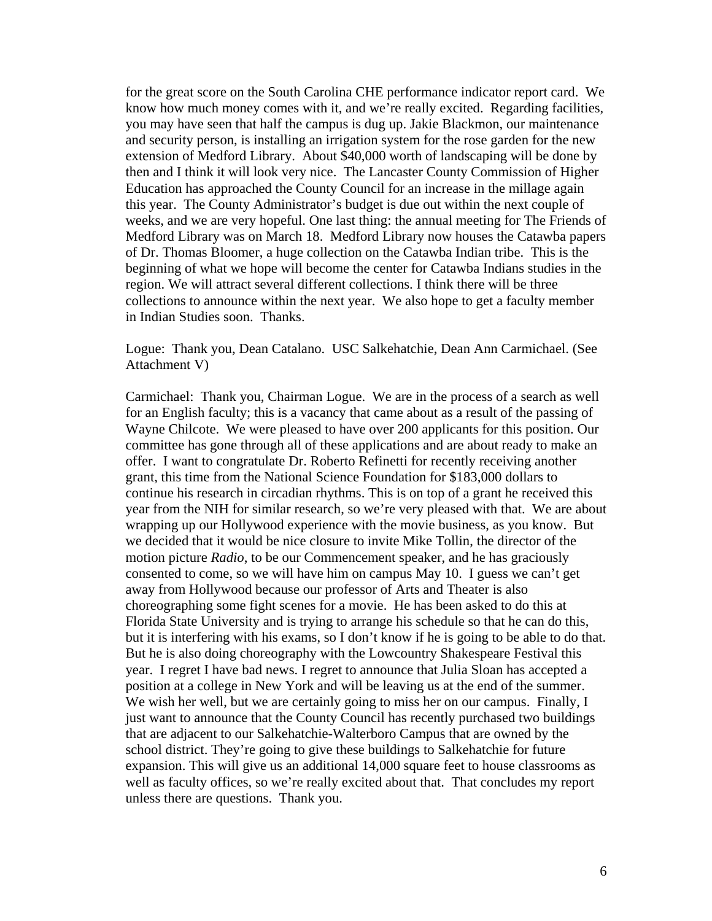for the great score on the South Carolina CHE performance indicator report card. We know how much money comes with it, and we're really excited. Regarding facilities, you may have seen that half the campus is dug up. Jakie Blackmon, our maintenance and security person, is installing an irrigation system for the rose garden for the new extension of Medford Library. About $40,000 worth of landscaping will be done by then and I think it will look very nice. The Lancaster County Commission of Higher Education has approached the County Council for an increase in the millage again this year. The County Administrator's budget is due out within the next couple of weeks, and we are very hopeful. One last thing: the annual meeting for The Friends of Medford Library was on March 18. Medford Library now houses the Catawba papers of Dr. Thomas Bloomer, a huge collection on the Catawba Indian tribe. This is the beginning of what we hope will become the center for Catawba Indians studies in the region. We will attract several different collections. I think there will be three collections to announce within the next year. We also hope to get a faculty member in Indian Studies soon. Thanks.

Logue: Thank you, Dean Catalano. USC Salkehatchie, Dean Ann Carmichael. (See Attachment V)

Carmichael: Thank you, Chairman Logue. We are in the process of a search as well for an English faculty; this is a vacancy that came about as a result of the passing of Wayne Chilcote. We were pleased to have over 200 applicants for this position. Our committee has gone through all of these applications and are about ready to make an offer. I want to congratulate Dr. Roberto Refinetti for recently receiving another grant, this time from the National Science Foundation for $183,000 dollars to continue his research in circadian rhythms. This is on top of a grant he received this year from the NIH for similar research, so we're very pleased with that. We are about wrapping up our Hollywood experience with the movie business, as you know. But we decided that it would be nice closure to invite Mike Tollin, the director of the motion picture *Radio*, to be our Commencement speaker, and he has graciously consented to come, so we will have him on campus May 10. I guess we can't get away from Hollywood because our professor of Arts and Theater is also choreographing some fight scenes for a movie. He has been asked to do this at Florida State University and is trying to arrange his schedule so that he can do this, but it is interfering with his exams, so I don't know if he is going to be able to do that. But he is also doing choreography with the Lowcountry Shakespeare Festival this year. I regret I have bad news. I regret to announce that Julia Sloan has accepted a position at a college in New York and will be leaving us at the end of the summer. We wish her well, but we are certainly going to miss her on our campus. Finally, I just want to announce that the County Council has recently purchased two buildings that are adjacent to our Salkehatchie-Walterboro Campus that are owned by the school district. They're going to give these buildings to Salkehatchie for future expansion. This will give us an additional 14,000 square feet to house classrooms as well as faculty offices, so we're really excited about that. That concludes my report unless there are questions. Thank you.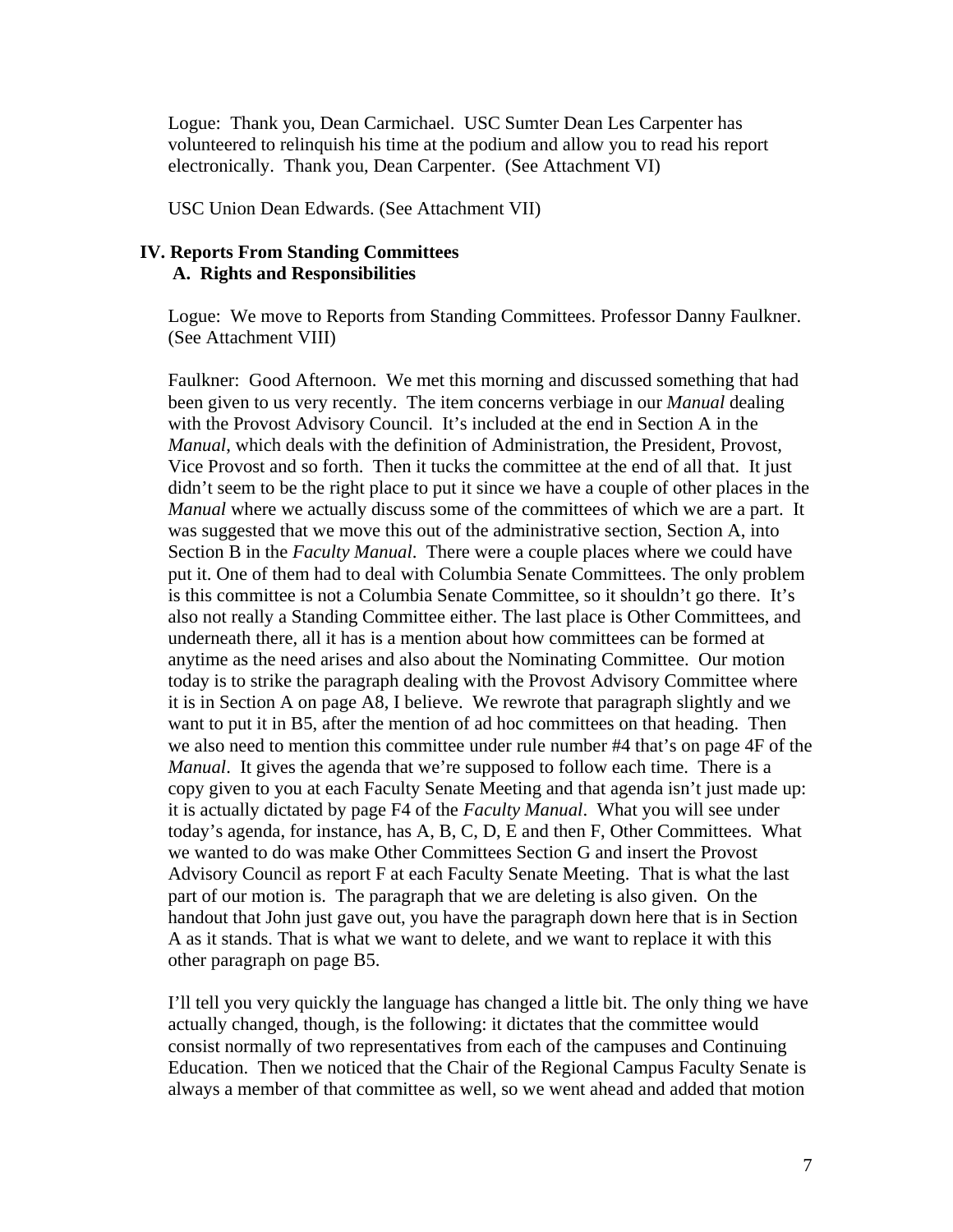Logue: Thank you, Dean Carmichael. USC Sumter Dean Les Carpenter has volunteered to relinquish his time at the podium and allow you to read his report electronically. Thank you, Dean Carpenter. (See Attachment VI)

USC Union Dean Edwards. (See Attachment VII)

## IV. Reports From Standing Committees

### A. Rights and Responsibilities

Logue: We move to Reports from Standing Committees. Professor Danny Faulkner. (See Attachment VIII)

Faulkner: Good Afternoon. We met this morning and discussed something that had been given to us very recently. The item concerns verbiage in our *Manual* dealing with the Provost Advisory Council. It's included at the end in Section A in the *Manual*, which deals with the definition of Administration, the President, Provost, Vice Provost and so forth. Then it tucks the committee at the end of all that. It just didn't seem to be the right place to put it since we have a couple of other places in the *Manual* where we actually discuss some of the committees of which we are a part. It was suggested that we move this out of the administrative section, Section A, into Section B in the *Faculty Manual*. There were a couple places where we could have put it. One of them had to deal with Columbia Senate Committees. The only problem is this committee is not a Columbia Senate Committee, so it shouldn't go there. It's also not really a Standing Committee either. The last place is Other Committees, and underneath there, all it has is a mention about how committees can be formed at anytime as the need arises and also about the Nominating Committee. Our motion today is to strike the paragraph dealing with the Provost Advisory Committee where it is in Section A on page A8, I believe. We rewrote that paragraph slightly and we want to put it in B5, after the mention of ad hoc committees on that heading. Then we also need to mention this committee under rule number #4 that's on page 4F of the *Manual*. It gives the agenda that we're supposed to follow each time. There is a copy given to you at each Faculty Senate Meeting and that agenda isn't just made up: it is actually dictated by page F4 of the *Faculty Manual*. What you will see under today's agenda, for instance, has A, B, C, D, E and then F, Other Committees. What we wanted to do was make Other Committees Section G and insert the Provost Advisory Council as report F at each Faculty Senate Meeting. That is what the last part of our motion is. The paragraph that we are deleting is also given. On the handout that John just gave out, you have the paragraph down here that is in Section A as it stands. That is what we want to delete, and we want to replace it with this other paragraph on page B5.

I'll tell you very quickly the language has changed a little bit. The only thing we have actually changed, though, is the following: it dictates that the committee would consist normally of two representatives from each of the campuses and Continuing Education. Then we noticed that the Chair of the Regional Campus Faculty Senate is always a member of that committee as well, so we went ahead and added that motion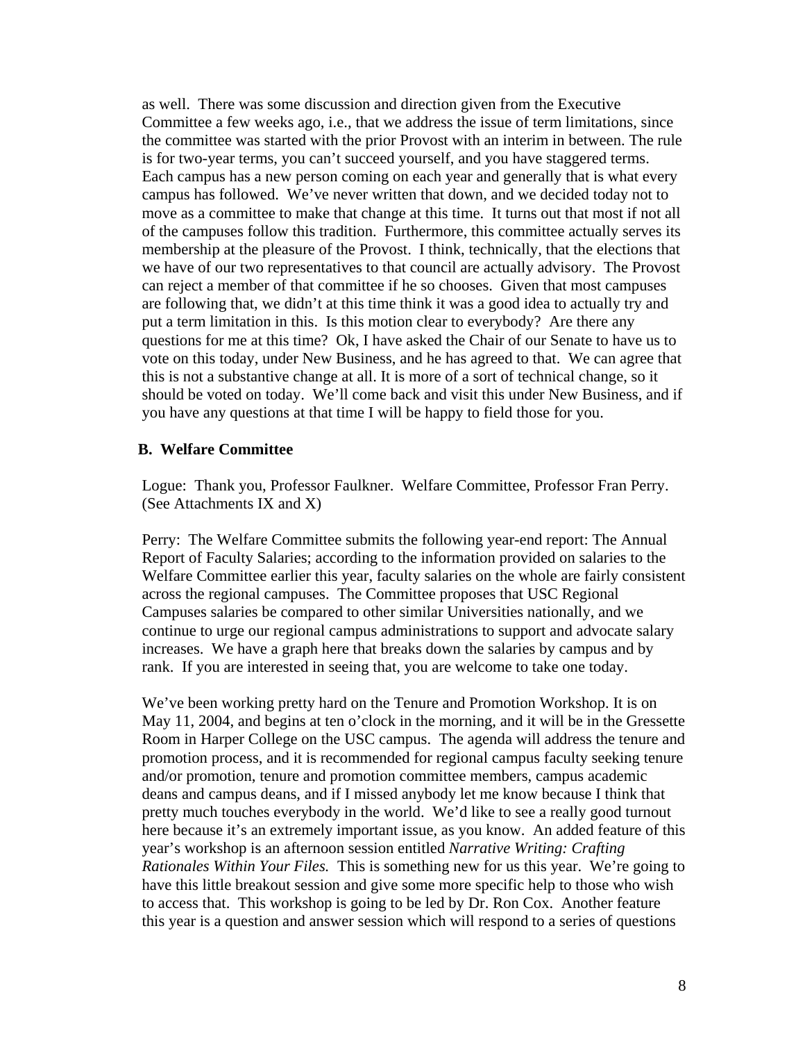as well. There was some discussion and direction given from the Executive Committee a few weeks ago, i.e., that we address the issue of term limitations, since the committee was started with the prior Provost with an interim in between. The rule is for two-year terms, you can't succeed yourself, and you have staggered terms. Each campus has a new person coming on each year and generally that is what every campus has followed. We've never written that down, and we decided today not to move as a committee to make that change at this time. It turns out that most if not all of the campuses follow this tradition. Furthermore, this committee actually serves its membership at the pleasure of the Provost. I think, technically, that the elections that we have of our two representatives to that council are actually advisory. The Provost can reject a member of that committee if he so chooses. Given that most campuses are following that, we didn't at this time think it was a good idea to actually try and put a term limitation in this. Is this motion clear to everybody? Are there any questions for me at this time? Ok, I have asked the Chair of our Senate to have us to vote on this today, under New Business, and he has agreed to that. We can agree that this is not a substantive change at all. It is more of a sort of technical change, so it should be voted on today. We'll come back and visit this under New Business, and if you have any questions at that time I will be happy to field those for you.

### B. Welfare Committee

Logue: Thank you, Professor Faulkner. Welfare Committee, Professor Fran Perry. (See Attachments IX and X)

Perry: The Welfare Committee submits the following year-end report: The Annual Report of Faculty Salaries; according to the information provided on salaries to the Welfare Committee earlier this year, faculty salaries on the whole are fairly consistent across the regional campuses. The Committee proposes that USC Regional Campuses salaries be compared to other similar Universities nationally, and we continue to urge our regional campus administrations to support and advocate salary increases. We have a graph here that breaks down the salaries by campus and by rank. If you are interested in seeing that, you are welcome to take one today.

We've been working pretty hard on the Tenure and Promotion Workshop. It is on May 11, 2004, and begins at ten o'clock in the morning, and it will be in the Gressette Room in Harper College on the USC campus. The agenda will address the tenure and promotion process, and it is recommended for regional campus faculty seeking tenure and/or promotion, tenure and promotion committee members, campus academic deans and campus deans, and if I missed anybody let me know because I think that pretty much touches everybody in the world. We'd like to see a really good turnout here because it's an extremely important issue, as you know. An added feature of this year's workshop is an afternoon session entitled *Narrative Writing: Crafting Rationales Within Your Files.* This is something new for us this year. We're going to have this little breakout session and give some more specific help to those who wish to access that. This workshop is going to be led by Dr. Ron Cox. Another feature this year is a question and answer session which will respond to a series of questions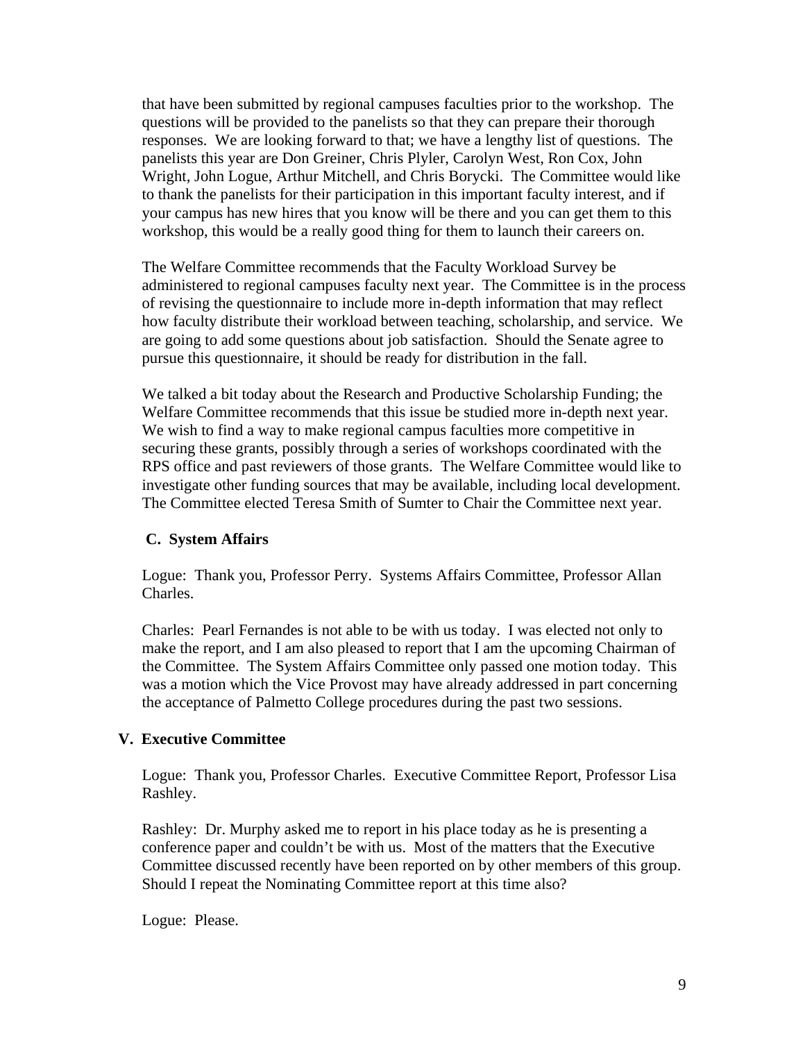that have been submitted by regional campuses faculties prior to the workshop. The questions will be provided to the panelists so that they can prepare their thorough responses. We are looking forward to that; we have a lengthy list of questions. The panelists this year are Don Greiner, Chris Plyler, Carolyn West, Ron Cox, John Wright, John Logue, Arthur Mitchell, and Chris Borycki. The Committee would like to thank the panelists for their participation in this important faculty interest, and if your campus has new hires that you know will be there and you can get them to this workshop, this would be a really good thing for them to launch their careers on.

The Welfare Committee recommends that the Faculty Workload Survey be administered to regional campuses faculty next year. The Committee is in the process of revising the questionnaire to include more in-depth information that may reflect how faculty distribute their workload between teaching, scholarship, and service. We are going to add some questions about job satisfaction. Should the Senate agree to pursue this questionnaire, it should be ready for distribution in the fall.

We talked a bit today about the Research and Productive Scholarship Funding; the Welfare Committee recommends that this issue be studied more in-depth next year. We wish to find a way to make regional campus faculties more competitive in securing these grants, possibly through a series of workshops coordinated with the RPS office and past reviewers of those grants. The Welfare Committee would like to investigate other funding sources that may be available, including local development. The Committee elected Teresa Smith of Sumter to Chair the Committee next year.

### C. System Affairs

Logue: Thank you, Professor Perry. Systems Affairs Committee, Professor Allan Charles.

Charles: Pearl Fernandes is not able to be with us today. I was elected not only to make the report, and I am also pleased to report that I am the upcoming Chairman of the Committee. The System Affairs Committee only passed one motion today. This was a motion which the Vice Provost may have already addressed in part concerning the acceptance of Palmetto College procedures during the past two sessions.

## V. Executive Committee

Logue: Thank you, Professor Charles. Executive Committee Report, Professor Lisa Rashley.

Rashley: Dr. Murphy asked me to report in his place today as he is presenting a conference paper and couldn't be with us. Most of the matters that the Executive Committee discussed recently have been reported on by other members of this group. Should I repeat the Nominating Committee report at this time also?

Logue: Please.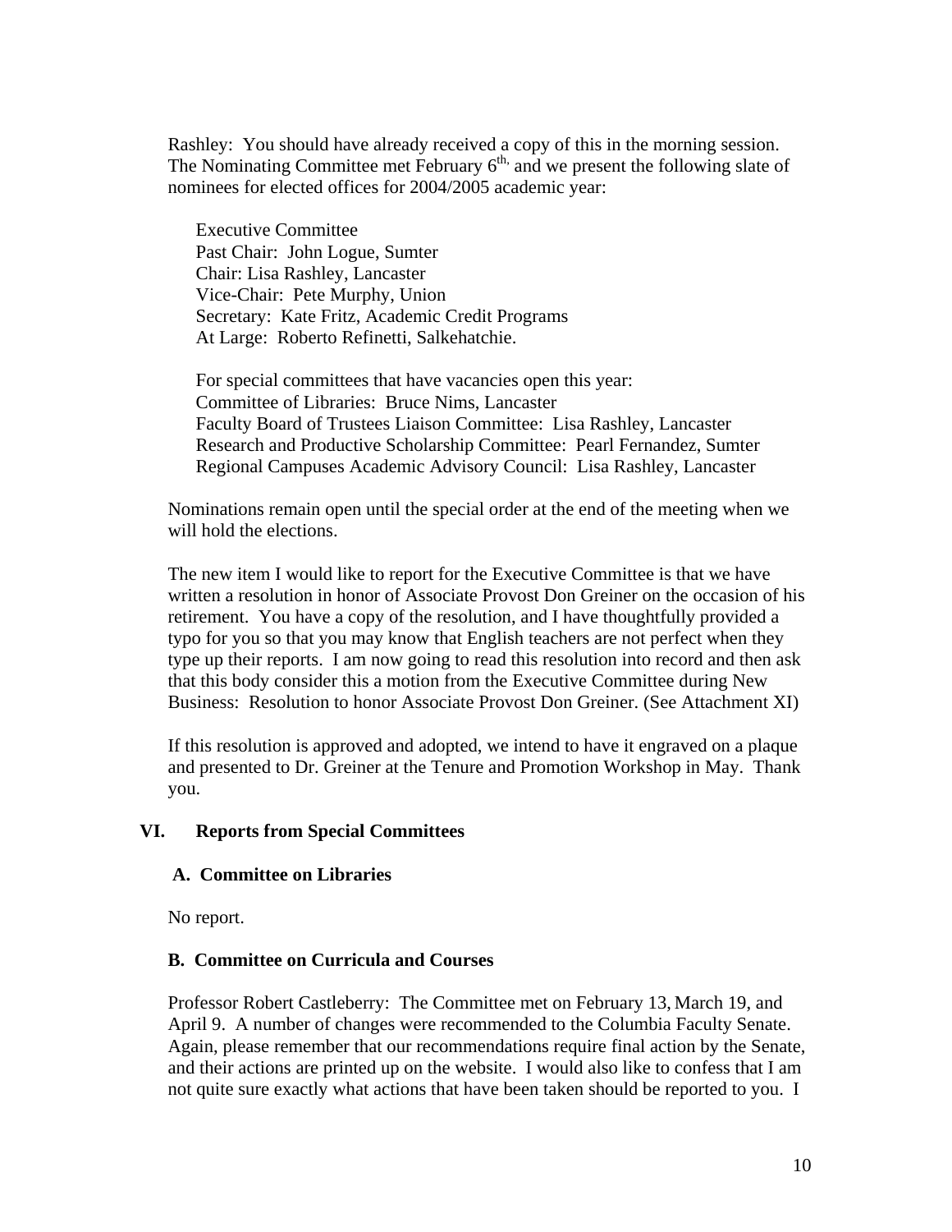Rashley: You should have already received a copy of this in the morning session. The Nominating Committee met February 6th, and we present the following slate of nominees for elected offices for 2004/2005 academic year:

Executive Committee  
Past Chair: John Logue, Sumter  
Chair: Lisa Rashley, Lancaster  
Vice-Chair: Pete Murphy, Union  
Secretary: Kate Fritz, Academic Credit Programs  
At Large: Roberto Refinetti, Salkehatchie.

For special committees that have vacancies open this year:  
Committee of Libraries: Bruce Nims, Lancaster  
Faculty Board of Trustees Liaison Committee: Lisa Rashley, Lancaster  
Research and Productive Scholarship Committee: Pearl Fernandez, Sumter  
Regional Campuses Academic Advisory Council: Lisa Rashley, Lancaster

Nominations remain open until the special order at the end of the meeting when we will hold the elections.

The new item I would like to report for the Executive Committee is that we have written a resolution in honor of Associate Provost Don Greiner on the occasion of his retirement. You have a copy of the resolution, and I have thoughtfully provided a typo for you so that you may know that English teachers are not perfect when they type up their reports. I am now going to read this resolution into record and then ask that this body consider this a motion from the Executive Committee during New Business: Resolution to honor Associate Provost Don Greiner. (See Attachment XI)

If this resolution is approved and adopted, we intend to have it engraved on a plaque and presented to Dr. Greiner at the Tenure and Promotion Workshop in May. Thank you.

## VI. Reports from Special Committees

### A. Committee on Libraries

No report.

### B. Committee on Curricula and Courses

Professor Robert Castleberry: The Committee met on February 13, March 19, and April 9. A number of changes were recommended to the Columbia Faculty Senate. Again, please remember that our recommendations require final action by the Senate, and their actions are printed up on the website. I would also like to confess that I am not quite sure exactly what actions that have been taken should be reported to you. I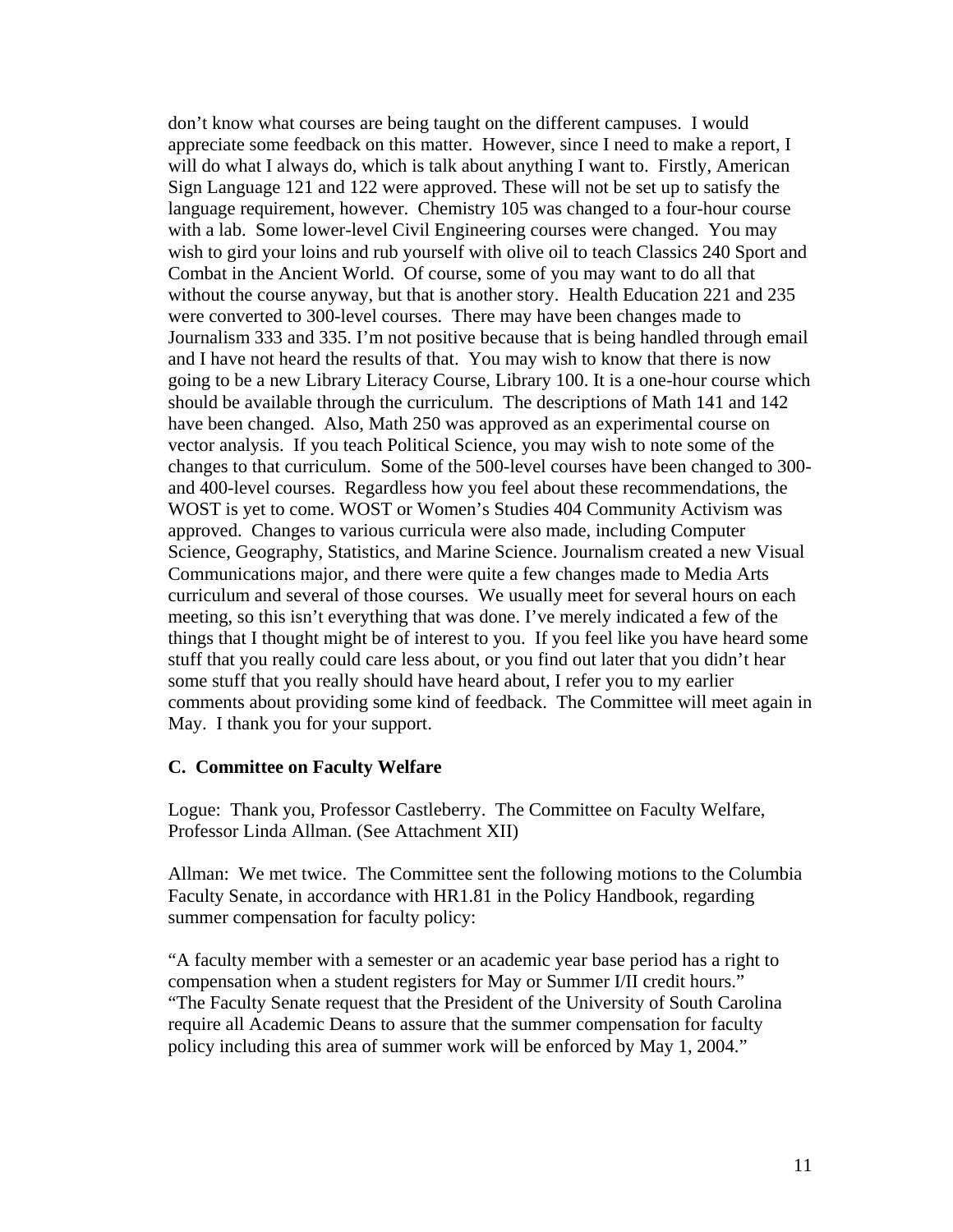don't know what courses are being taught on the different campuses. I would appreciate some feedback on this matter. However, since I need to make a report, I will do what I always do, which is talk about anything I want to. Firstly, American Sign Language 121 and 122 were approved. These will not be set up to satisfy the language requirement, however. Chemistry 105 was changed to a four-hour course with a lab. Some lower-level Civil Engineering courses were changed. You may wish to gird your loins and rub yourself with olive oil to teach Classics 240 Sport and Combat in the Ancient World. Of course, some of you may want to do all that without the course anyway, but that is another story. Health Education 221 and 235 were converted to 300-level courses. There may have been changes made to Journalism 333 and 335. I'm not positive because that is being handled through email and I have not heard the results of that. You may wish to know that there is now going to be a new Library Literacy Course, Library 100. It is a one-hour course which should be available through the curriculum. The descriptions of Math 141 and 142 have been changed. Also, Math 250 was approved as an experimental course on vector analysis. If you teach Political Science, you may wish to note some of the changes to that curriculum. Some of the 500-level courses have been changed to 300- and 400-level courses. Regardless how you feel about these recommendations, the WOST is yet to come. WOST or Women's Studies 404 Community Activism was approved. Changes to various curricula were also made, including Computer Science, Geography, Statistics, and Marine Science. Journalism created a new Visual Communications major, and there were quite a few changes made to Media Arts curriculum and several of those courses. We usually meet for several hours on each meeting, so this isn't everything that was done. I've merely indicated a few of the things that I thought might be of interest to you. If you feel like you have heard some stuff that you really could care less about, or you find out later that you didn't hear some stuff that you really should have heard about, I refer you to my earlier comments about providing some kind of feedback. The Committee will meet again in May. I thank you for your support.

### C. Committee on Faculty Welfare

Logue: Thank you, Professor Castleberry. The Committee on Faculty Welfare, Professor Linda Allman. (See Attachment XII)

Allman: We met twice. The Committee sent the following motions to the Columbia Faculty Senate, in accordance with HR1.81 in the Policy Handbook, regarding summer compensation for faculty policy:

"A faculty member with a semester or an academic year base period has a right to compensation when a student registers for May or Summer I/II credit hours."
"The Faculty Senate request that the President of the University of South Carolina require all Academic Deans to assure that the summer compensation for faculty policy including this area of summer work will be enforced by May 1, 2004."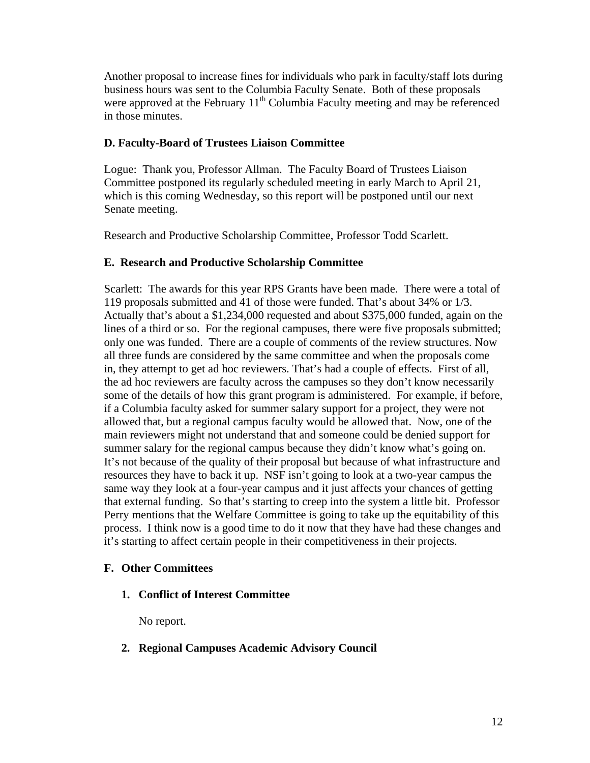Another proposal to increase fines for individuals who park in faculty/staff lots during business hours was sent to the Columbia Faculty Senate. Both of these proposals were approved at the February 11th Columbia Faculty meeting and may be referenced in those minutes.

### D. Faculty-Board of Trustees Liaison Committee

Logue: Thank you, Professor Allman. The Faculty Board of Trustees Liaison Committee postponed its regularly scheduled meeting in early March to April 21, which is this coming Wednesday, so this report will be postponed until our next Senate meeting.

Research and Productive Scholarship Committee, Professor Todd Scarlett.

### E. Research and Productive Scholarship Committee

Scarlett: The awards for this year RPS Grants have been made. There were a total of 119 proposals submitted and 41 of those were funded. That's about 34% or 1/3. Actually that's about a $1,234,000 requested and about $375,000 funded, again on the lines of a third or so. For the regional campuses, there were five proposals submitted; only one was funded. There are a couple of comments of the review structures. Now all three funds are considered by the same committee and when the proposals come in, they attempt to get ad hoc reviewers. That's had a couple of effects. First of all, the ad hoc reviewers are faculty across the campuses so they don't know necessarily some of the details of how this grant program is administered. For example, if before, if a Columbia faculty asked for summer salary support for a project, they were not allowed that, but a regional campus faculty would be allowed that. Now, one of the main reviewers might not understand that and someone could be denied support for summer salary for the regional campus because they didn't know what's going on. It's not because of the quality of their proposal but because of what infrastructure and resources they have to back it up. NSF isn't going to look at a two-year campus the same way they look at a four-year campus and it just affects your chances of getting that external funding. So that's starting to creep into the system a little bit. Professor Perry mentions that the Welfare Committee is going to take up the equitability of this process. I think now is a good time to do it now that they have had these changes and it's starting to affect certain people in their competitiveness in their projects.

### F. Other Committees

#### 1. Conflict of Interest Committee

No report.

#### 2. Regional Campuses Academic Advisory Council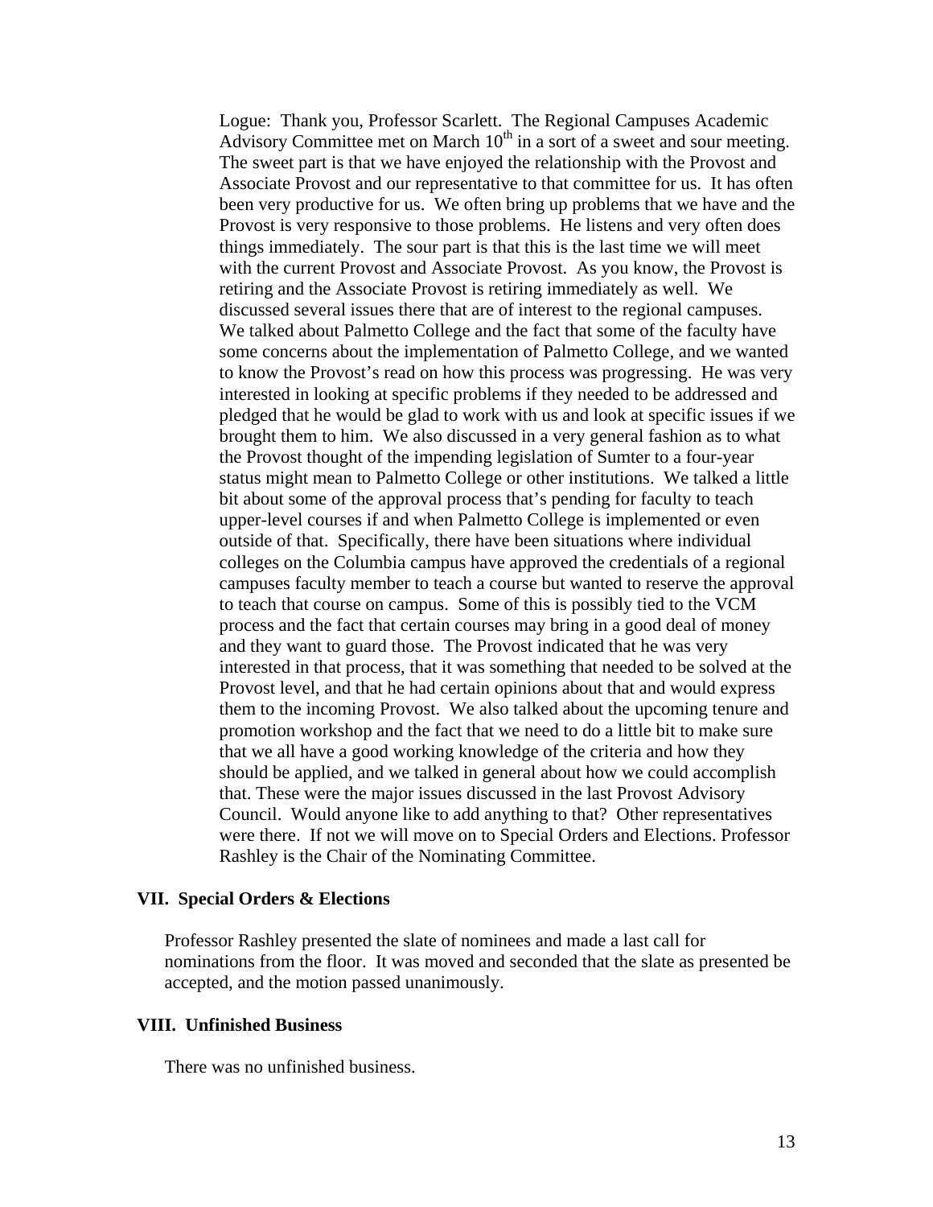Logue: Thank you, Professor Scarlett. The Regional Campuses Academic Advisory Committee met on March 10th in a sort of a sweet and sour meeting. The sweet part is that we have enjoyed the relationship with the Provost and Associate Provost and our representative to that committee for us. It has often been very productive for us. We often bring up problems that we have and the Provost is very responsive to those problems. He listens and very often does things immediately. The sour part is that this is the last time we will meet with the current Provost and Associate Provost. As you know, the Provost is retiring and the Associate Provost is retiring immediately as well. We discussed several issues there that are of interest to the regional campuses. We talked about Palmetto College and the fact that some of the faculty have some concerns about the implementation of Palmetto College, and we wanted to know the Provost's read on how this process was progressing. He was very interested in looking at specific problems if they needed to be addressed and pledged that he would be glad to work with us and look at specific issues if we brought them to him. We also discussed in a very general fashion as to what the Provost thought of the impending legislation of Sumter to a four-year status might mean to Palmetto College or other institutions. We talked a little bit about some of the approval process that's pending for faculty to teach upper-level courses if and when Palmetto College is implemented or even outside of that. Specifically, there have been situations where individual colleges on the Columbia campus have approved the credentials of a regional campuses faculty member to teach a course but wanted to reserve the approval to teach that course on campus. Some of this is possibly tied to the VCM process and the fact that certain courses may bring in a good deal of money and they want to guard those. The Provost indicated that he was very interested in that process, that it was something that needed to be solved at the Provost level, and that he had certain opinions about that and would express them to the incoming Provost. We also talked about the upcoming tenure and promotion workshop and the fact that we need to do a little bit to make sure that we all have a good working knowledge of the criteria and how they should be applied, and we talked in general about how we could accomplish that. These were the major issues discussed in the last Provost Advisory Council. Would anyone like to add anything to that? Other representatives were there. If not we will move on to Special Orders and Elections. Professor Rashley is the Chair of the Nominating Committee.

## VII. Special Orders & Elections

Professor Rashley presented the slate of nominees and made a last call for nominations from the floor. It was moved and seconded that the slate as presented be accepted, and the motion passed unanimously.

## VIII. Unfinished Business

There was no unfinished business.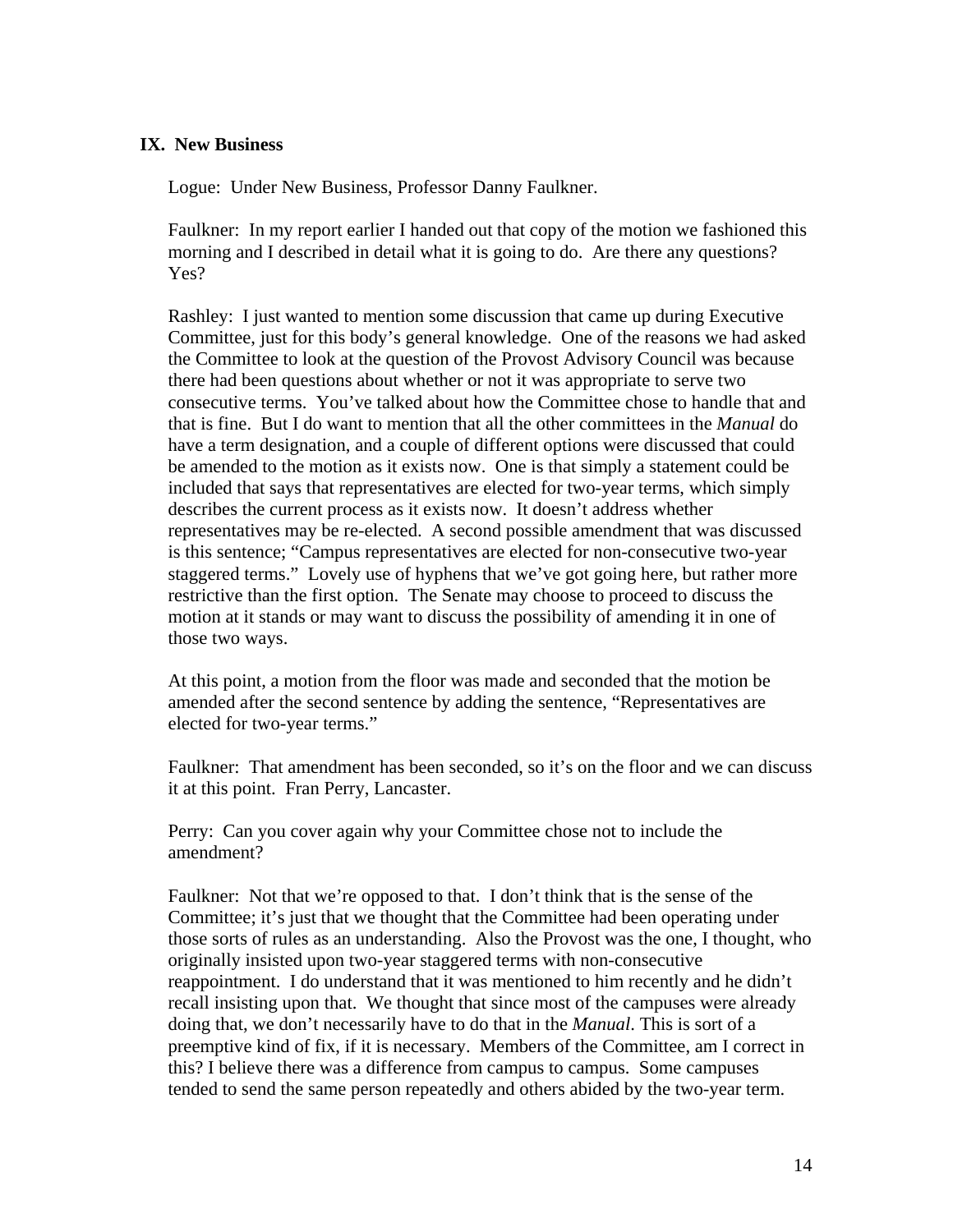## IX. New Business

Logue: Under New Business, Professor Danny Faulkner.

Faulkner: In my report earlier I handed out that copy of the motion we fashioned this morning and I described in detail what it is going to do. Are there any questions? Yes?

Rashley: I just wanted to mention some discussion that came up during Executive Committee, just for this body's general knowledge. One of the reasons we had asked the Committee to look at the question of the Provost Advisory Council was because there had been questions about whether or not it was appropriate to serve two consecutive terms. You've talked about how the Committee chose to handle that and that is fine. But I do want to mention that all the other committees in the *Manual* do have a term designation, and a couple of different options were discussed that could be amended to the motion as it exists now. One is that simply a statement could be included that says that representatives are elected for two-year terms, which simply describes the current process as it exists now. It doesn't address whether representatives may be re-elected. A second possible amendment that was discussed is this sentence; "Campus representatives are elected for non-consecutive two-year staggered terms." Lovely use of hyphens that we've got going here, but rather more restrictive than the first option. The Senate may choose to proceed to discuss the motion at it stands or may want to discuss the possibility of amending it in one of those two ways.

At this point, a motion from the floor was made and seconded that the motion be amended after the second sentence by adding the sentence, "Representatives are elected for two-year terms."

Faulkner: That amendment has been seconded, so it's on the floor and we can discuss it at this point. Fran Perry, Lancaster.

Perry: Can you cover again why your Committee chose not to include the amendment?

Faulkner: Not that we're opposed to that. I don't think that is the sense of the Committee; it's just that we thought that the Committee had been operating under those sorts of rules as an understanding. Also the Provost was the one, I thought, who originally insisted upon two-year staggered terms with non-consecutive reappointment. I do understand that it was mentioned to him recently and he didn't recall insisting upon that. We thought that since most of the campuses were already doing that, we don't necessarily have to do that in the *Manual*. This is sort of a preemptive kind of fix, if it is necessary. Members of the Committee, am I correct in this? I believe there was a difference from campus to campus. Some campuses tended to send the same person repeatedly and others abided by the two-year term.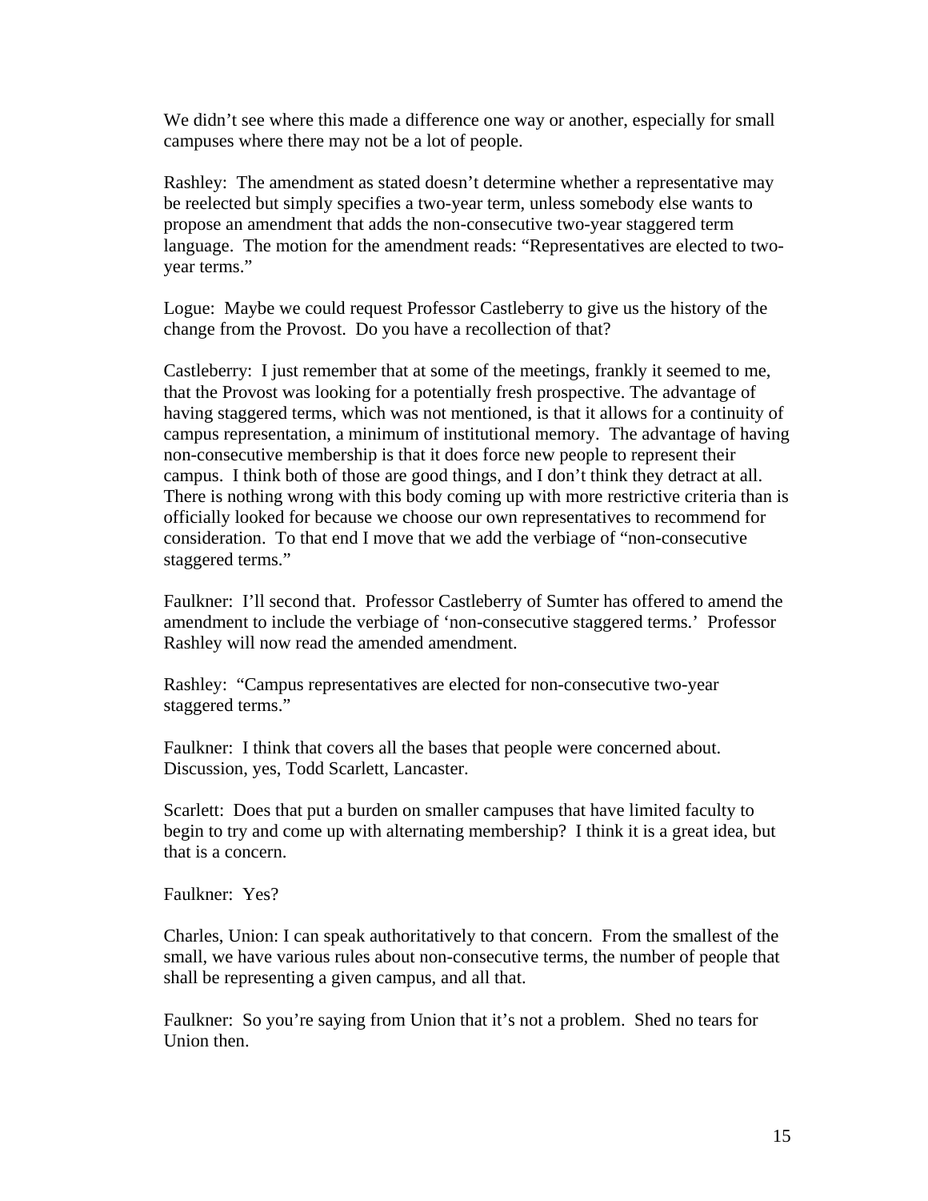We didn't see where this made a difference one way or another, especially for small campuses where there may not be a lot of people.

Rashley: The amendment as stated doesn't determine whether a representative may be reelected but simply specifies a two-year term, unless somebody else wants to propose an amendment that adds the non-consecutive two-year staggered term language. The motion for the amendment reads: "Representatives are elected to two-year terms."

Logue: Maybe we could request Professor Castleberry to give us the history of the change from the Provost. Do you have a recollection of that?

Castleberry: I just remember that at some of the meetings, frankly it seemed to me, that the Provost was looking for a potentially fresh prospective. The advantage of having staggered terms, which was not mentioned, is that it allows for a continuity of campus representation, a minimum of institutional memory. The advantage of having non-consecutive membership is that it does force new people to represent their campus. I think both of those are good things, and I don't think they detract at all. There is nothing wrong with this body coming up with more restrictive criteria than is officially looked for because we choose our own representatives to recommend for consideration. To that end I move that we add the verbiage of "non-consecutive staggered terms."

Faulkner: I'll second that. Professor Castleberry of Sumter has offered to amend the amendment to include the verbiage of 'non-consecutive staggered terms.' Professor Rashley will now read the amended amendment.

Rashley: "Campus representatives are elected for non-consecutive two-year staggered terms."

Faulkner: I think that covers all the bases that people were concerned about. Discussion, yes, Todd Scarlett, Lancaster.

Scarlett: Does that put a burden on smaller campuses that have limited faculty to begin to try and come up with alternating membership? I think it is a great idea, but that is a concern.

Faulkner: Yes?

Charles, Union: I can speak authoritatively to that concern. From the smallest of the small, we have various rules about non-consecutive terms, the number of people that shall be representing a given campus, and all that.

Faulkner: So you're saying from Union that it's not a problem. Shed no tears for Union then.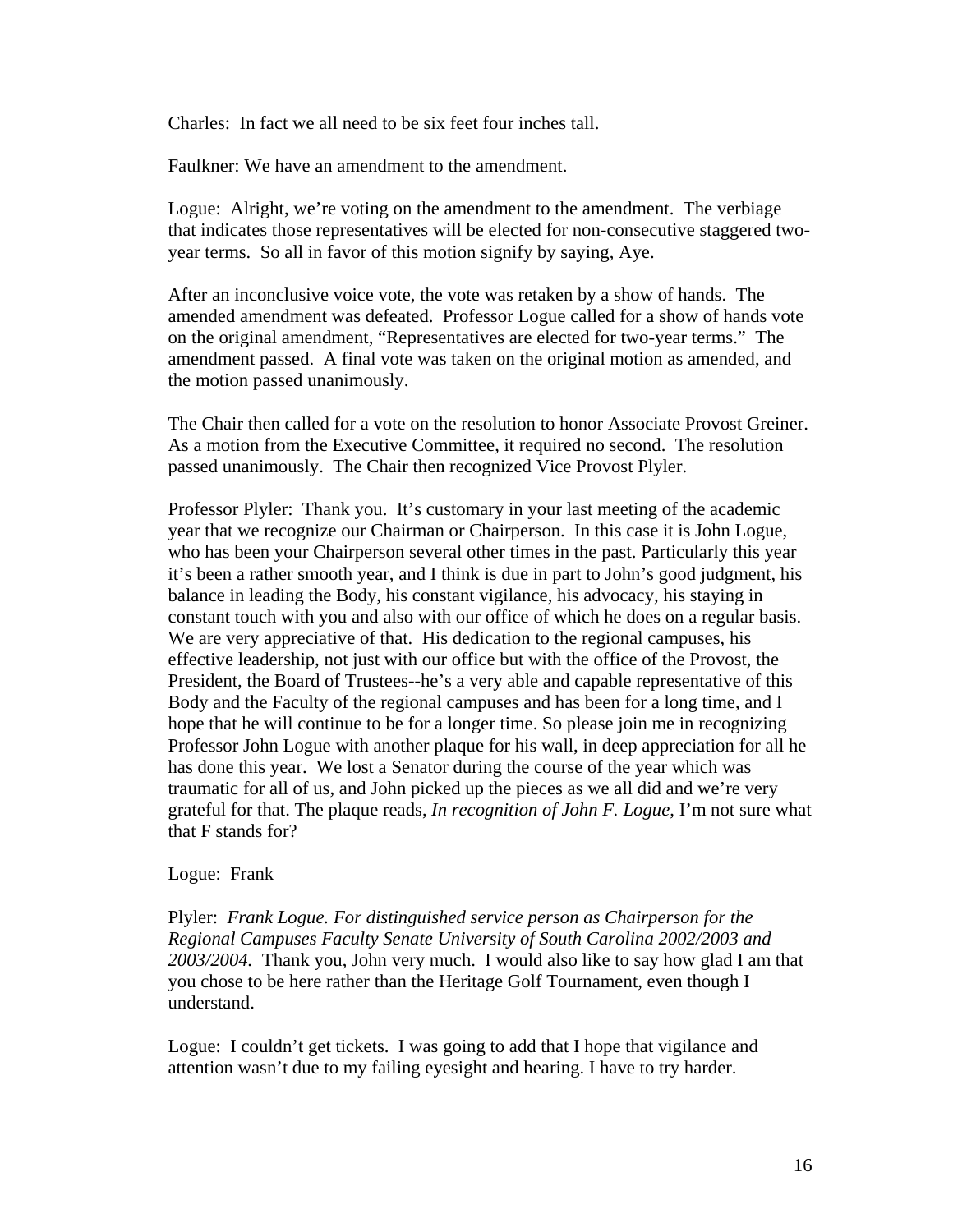Charles: In fact we all need to be six feet four inches tall.

Faulkner: We have an amendment to the amendment.

Logue: Alright, we're voting on the amendment to the amendment. The verbiage that indicates those representatives will be elected for non-consecutive staggered two-year terms. So all in favor of this motion signify by saying, Aye.

After an inconclusive voice vote, the vote was retaken by a show of hands. The amended amendment was defeated. Professor Logue called for a show of hands vote on the original amendment, "Representatives are elected for two-year terms." The amendment passed. A final vote was taken on the original motion as amended, and the motion passed unanimously.

The Chair then called for a vote on the resolution to honor Associate Provost Greiner. As a motion from the Executive Committee, it required no second. The resolution passed unanimously. The Chair then recognized Vice Provost Plyler.

Professor Plyler: Thank you. It's customary in your last meeting of the academic year that we recognize our Chairman or Chairperson. In this case it is John Logue, who has been your Chairperson several other times in the past. Particularly this year it's been a rather smooth year, and I think is due in part to John's good judgment, his balance in leading the Body, his constant vigilance, his advocacy, his staying in constant touch with you and also with our office of which he does on a regular basis. We are very appreciative of that. His dedication to the regional campuses, his effective leadership, not just with our office but with the office of the Provost, the President, the Board of Trustees--he's a very able and capable representative of this Body and the Faculty of the regional campuses and has been for a long time, and I hope that he will continue to be for a longer time. So please join me in recognizing Professor John Logue with another plaque for his wall, in deep appreciation for all he has done this year. We lost a Senator during the course of the year which was traumatic for all of us, and John picked up the pieces as we all did and we're very grateful for that. The plaque reads, *In recognition of John F. Logue*, I'm not sure what that F stands for?

Logue: Frank

Plyler: *Frank Logue. For distinguished service person as Chairperson for the Regional Campuses Faculty Senate University of South Carolina 2002/2003 and 2003/2004.* Thank you, John very much. I would also like to say how glad I am that you chose to be here rather than the Heritage Golf Tournament, even though I understand.

Logue: I couldn't get tickets. I was going to add that I hope that vigilance and attention wasn't due to my failing eyesight and hearing. I have to try harder.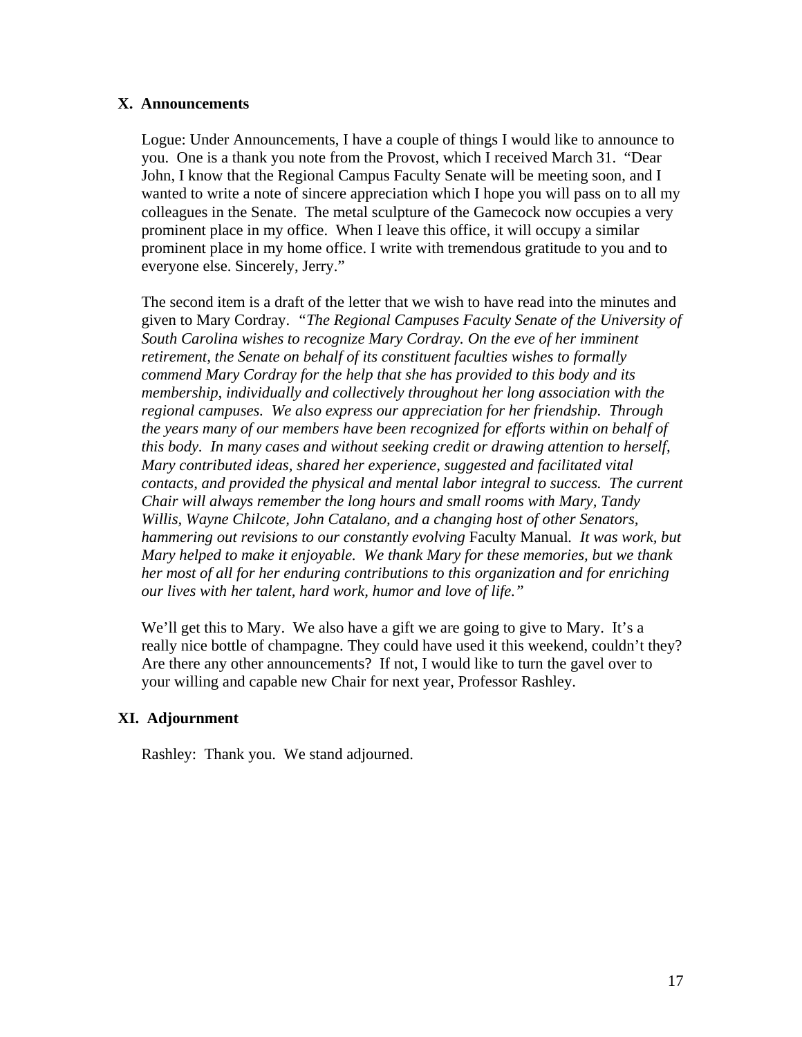## X. Announcements

Logue: Under Announcements, I have a couple of things I would like to announce to you. One is a thank you note from the Provost, which I received March 31. "Dear John, I know that the Regional Campus Faculty Senate will be meeting soon, and I wanted to write a note of sincere appreciation which I hope you will pass on to all my colleagues in the Senate. The metal sculpture of the Gamecock now occupies a very prominent place in my office. When I leave this office, it will occupy a similar prominent place in my home office. I write with tremendous gratitude to you and to everyone else. Sincerely, Jerry."

The second item is a draft of the letter that we wish to have read into the minutes and given to Mary Cordray. *"The Regional Campuses Faculty Senate of the University of South Carolina wishes to recognize Mary Cordray. On the eve of her imminent retirement, the Senate on behalf of its constituent faculties wishes to formally commend Mary Cordray for the help that she has provided to this body and its membership, individually and collectively throughout her long association with the regional campuses. We also express our appreciation for her friendship. Through the years many of our members have been recognized for efforts within on behalf of this body. In many cases and without seeking credit or drawing attention to herself, Mary contributed ideas, shared her experience, suggested and facilitated vital contacts, and provided the physical and mental labor integral to success. The current Chair will always remember the long hours and small rooms with Mary, Tandy Willis, Wayne Chilcote, John Catalano, and a changing host of other Senators, hammering out revisions to our constantly evolving* Faculty Manual*. It was work, but Mary helped to make it enjoyable. We thank Mary for these memories, but we thank her most of all for her enduring contributions to this organization and for enriching our lives with her talent, hard work, humor and love of life."*

We'll get this to Mary. We also have a gift we are going to give to Mary. It's a really nice bottle of champagne. They could have used it this weekend, couldn't they? Are there any other announcements? If not, I would like to turn the gavel over to your willing and capable new Chair for next year, Professor Rashley.

## XI. Adjournment

Rashley: Thank you. We stand adjourned.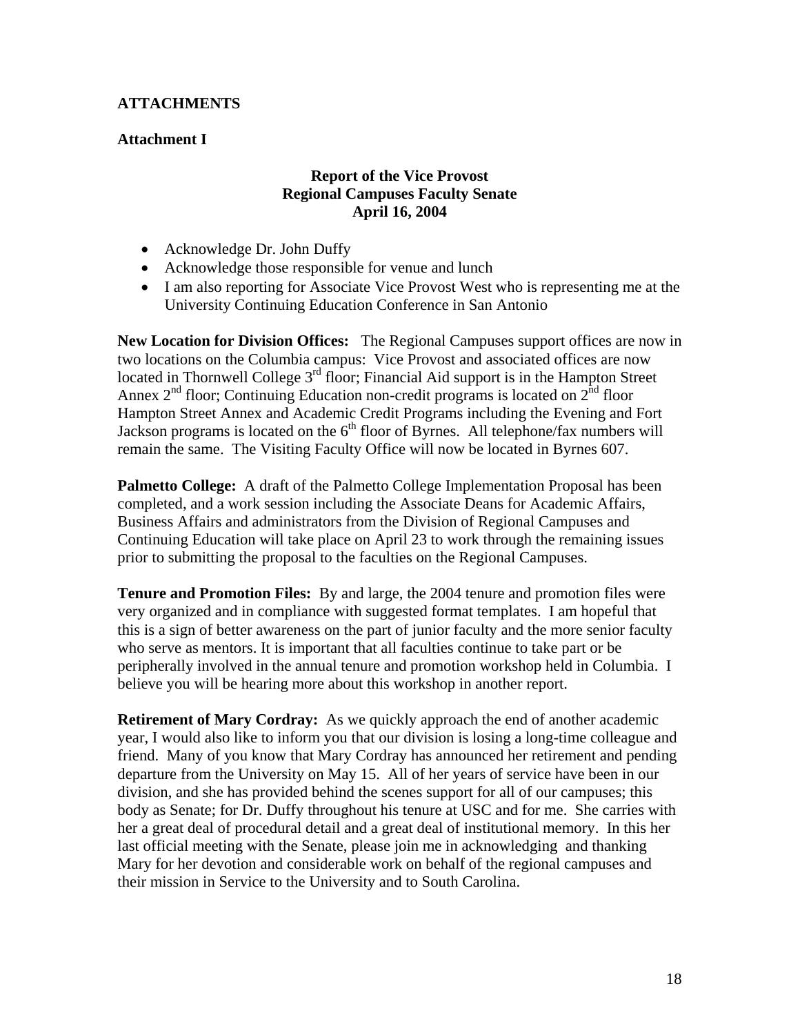## ATTACHMENTS

### Attachment I

**Report of the Vice Provost**
**Regional Campuses Faculty Senate**
**April 16, 2004**

- Acknowledge Dr. John Duffy
- Acknowledge those responsible for venue and lunch
- I am also reporting for Associate Vice Provost West who is representing me at the University Continuing Education Conference in San Antonio

**New Location for Division Offices:** The Regional Campuses support offices are now in two locations on the Columbia campus: Vice Provost and associated offices are now located in Thornwell College 3rd floor; Financial Aid support is in the Hampton Street Annex 2nd floor; Continuing Education non-credit programs is located on 2nd floor Hampton Street Annex and Academic Credit Programs including the Evening and Fort Jackson programs is located on the 6th floor of Byrnes. All telephone/fax numbers will remain the same. The Visiting Faculty Office will now be located in Byrnes 607.

**Palmetto College:** A draft of the Palmetto College Implementation Proposal has been completed, and a work session including the Associate Deans for Academic Affairs, Business Affairs and administrators from the Division of Regional Campuses and Continuing Education will take place on April 23 to work through the remaining issues prior to submitting the proposal to the faculties on the Regional Campuses.

**Tenure and Promotion Files:** By and large, the 2004 tenure and promotion files were very organized and in compliance with suggested format templates. I am hopeful that this is a sign of better awareness on the part of junior faculty and the more senior faculty who serve as mentors. It is important that all faculties continue to take part or be peripherally involved in the annual tenure and promotion workshop held in Columbia. I believe you will be hearing more about this workshop in another report.

**Retirement of Mary Cordray:** As we quickly approach the end of another academic year, I would also like to inform you that our division is losing a long-time colleague and friend. Many of you know that Mary Cordray has announced her retirement and pending departure from the University on May 15. All of her years of service have been in our division, and she has provided behind the scenes support for all of our campuses; this body as Senate; for Dr. Duffy throughout his tenure at USC and for me. She carries with her a great deal of procedural detail and a great deal of institutional memory. In this her last official meeting with the Senate, please join me in acknowledging and thanking Mary for her devotion and considerable work on behalf of the regional campuses and their mission in Service to the University and to South Carolina.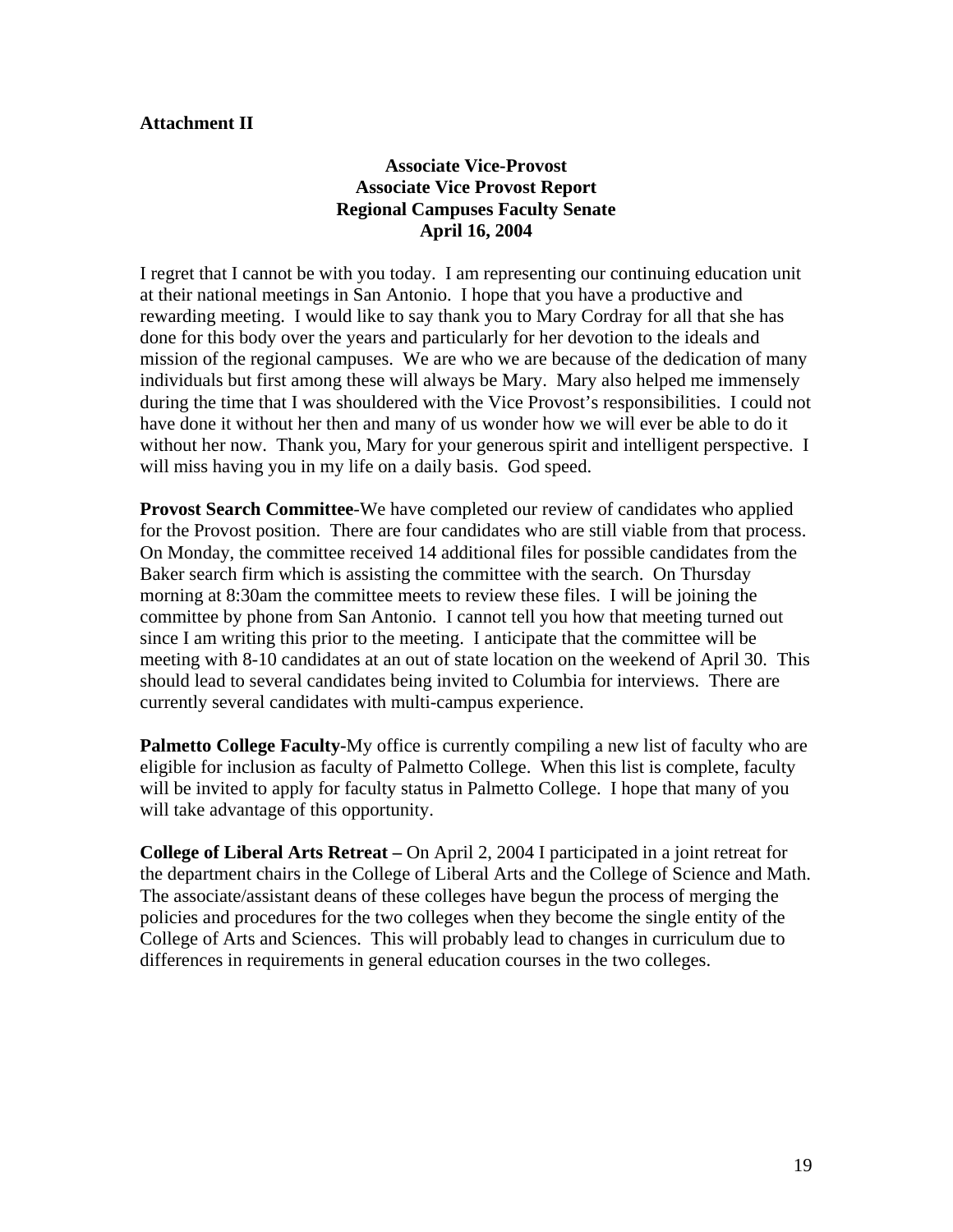**Attachment II**

**Associate Vice-Provost**
**Associate Vice Provost Report**
**Regional Campuses Faculty Senate**
**April 16, 2004**

I regret that I cannot be with you today. I am representing our continuing education unit at their national meetings in San Antonio. I hope that you have a productive and rewarding meeting. I would like to say thank you to Mary Cordray for all that she has done for this body over the years and particularly for her devotion to the ideals and mission of the regional campuses. We are who we are because of the dedication of many individuals but first among these will always be Mary. Mary also helped me immensely during the time that I was shouldered with the Vice Provost's responsibilities. I could not have done it without her then and many of us wonder how we will ever be able to do it without her now. Thank you, Mary for your generous spirit and intelligent perspective. I will miss having you in my life on a daily basis. God speed.

**Provost Search Committee**-We have completed our review of candidates who applied for the Provost position. There are four candidates who are still viable from that process. On Monday, the committee received 14 additional files for possible candidates from the Baker search firm which is assisting the committee with the search. On Thursday morning at 8:30am the committee meets to review these files. I will be joining the committee by phone from San Antonio. I cannot tell you how that meeting turned out since I am writing this prior to the meeting. I anticipate that the committee will be meeting with 8-10 candidates at an out of state location on the weekend of April 30. This should lead to several candidates being invited to Columbia for interviews. There are currently several candidates with multi-campus experience.

**Palmetto College Faculty**-My office is currently compiling a new list of faculty who are eligible for inclusion as faculty of Palmetto College. When this list is complete, faculty will be invited to apply for faculty status in Palmetto College. I hope that many of you will take advantage of this opportunity.

**College of Liberal Arts Retreat –** On April 2, 2004 I participated in a joint retreat for the department chairs in the College of Liberal Arts and the College of Science and Math. The associate/assistant deans of these colleges have begun the process of merging the policies and procedures for the two colleges when they become the single entity of the College of Arts and Sciences. This will probably lead to changes in curriculum due to differences in requirements in general education courses in the two colleges.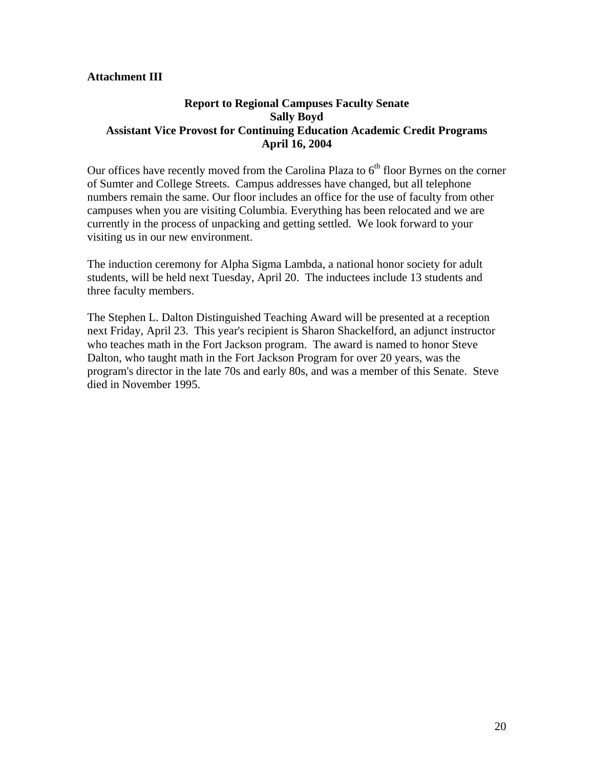**Attachment III**

**Report to Regional Campuses Faculty Senate**
**Sally Boyd**
**Assistant Vice Provost for Continuing Education Academic Credit Programs**
**April 16, 2004**

Our offices have recently moved from the Carolina Plaza to 6th floor Byrnes on the corner of Sumter and College Streets. Campus addresses have changed, but all telephone numbers remain the same. Our floor includes an office for the use of faculty from other campuses when you are visiting Columbia. Everything has been relocated and we are currently in the process of unpacking and getting settled. We look forward to your visiting us in our new environment.

The induction ceremony for Alpha Sigma Lambda, a national honor society for adult students, will be held next Tuesday, April 20. The inductees include 13 students and three faculty members.

The Stephen L. Dalton Distinguished Teaching Award will be presented at a reception next Friday, April 23. This year's recipient is Sharon Shackelford, an adjunct instructor who teaches math in the Fort Jackson program. The award is named to honor Steve Dalton, who taught math in the Fort Jackson Program for over 20 years, was the program's director in the late 70s and early 80s, and was a member of this Senate. Steve died in November 1995.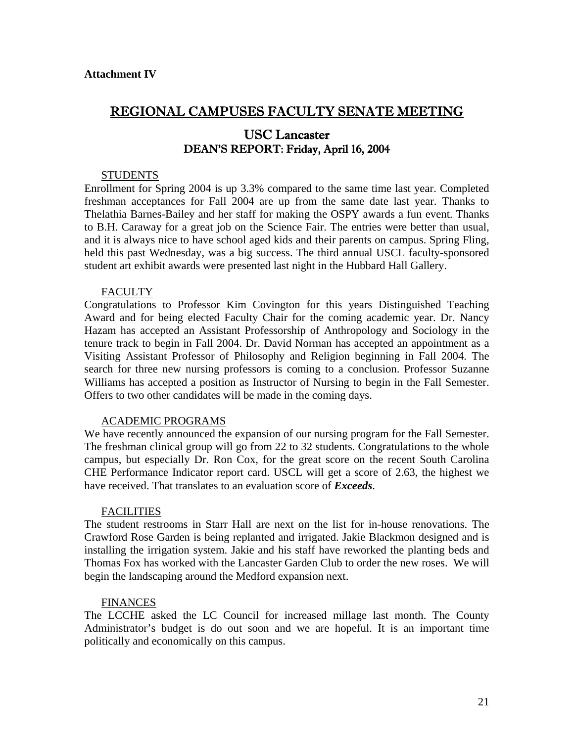**Attachment IV**

# REGIONAL CAMPUSES FACULTY SENATE MEETING

## USC Lancaster
## DEAN'S REPORT: Friday, April 16, 2004

### STUDENTS

Enrollment for Spring 2004 is up 3.3% compared to the same time last year. Completed freshman acceptances for Fall 2004 are up from the same date last year. Thanks to Thelathia Barnes-Bailey and her staff for making the OSPY awards a fun event. Thanks to B.H. Caraway for a great job on the Science Fair. The entries were better than usual, and it is always nice to have school aged kids and their parents on campus. Spring Fling, held this past Wednesday, was a big success. The third annual USCL faculty-sponsored student art exhibit awards were presented last night in the Hubbard Hall Gallery.

### FACULTY

Congratulations to Professor Kim Covington for this years Distinguished Teaching Award and for being elected Faculty Chair for the coming academic year. Dr. Nancy Hazam has accepted an Assistant Professorship of Anthropology and Sociology in the tenure track to begin in Fall 2004. Dr. David Norman has accepted an appointment as a Visiting Assistant Professor of Philosophy and Religion beginning in Fall 2004. The search for three new nursing professors is coming to a conclusion. Professor Suzanne Williams has accepted a position as Instructor of Nursing to begin in the Fall Semester. Offers to two other candidates will be made in the coming days.

### ACADEMIC PROGRAMS

We have recently announced the expansion of our nursing program for the Fall Semester. The freshman clinical group will go from 22 to 32 students. Congratulations to the whole campus, but especially Dr. Ron Cox, for the great score on the recent South Carolina CHE Performance Indicator report card. USCL will get a score of 2.63, the highest we have received. That translates to an evaluation score of ***Exceeds***.

### FACILITIES

The student restrooms in Starr Hall are next on the list for in-house renovations. The Crawford Rose Garden is being replanted and irrigated. Jakie Blackmon designed and is installing the irrigation system. Jakie and his staff have reworked the planting beds and Thomas Fox has worked with the Lancaster Garden Club to order the new roses. We will begin the landscaping around the Medford expansion next.

### FINANCES

The LCCHE asked the LC Council for increased millage last month. The County Administrator's budget is do out soon and we are hopeful. It is an important time politically and economically on this campus.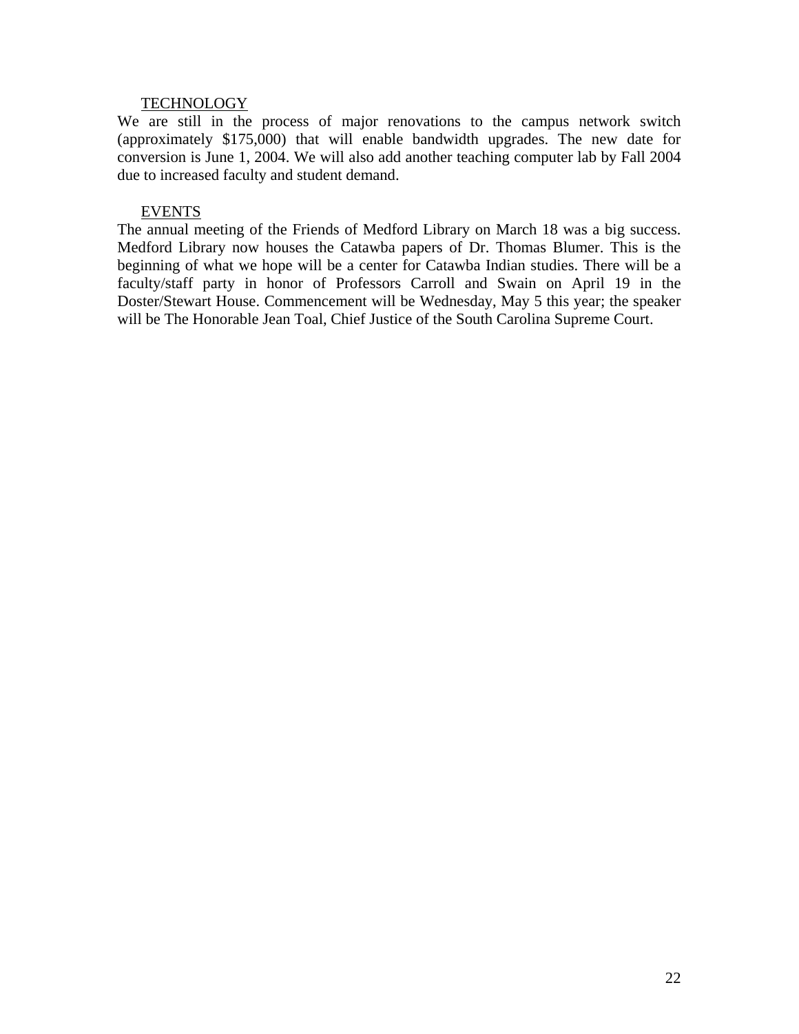<u>TECHNOLOGY</u>

We are still in the process of major renovations to the campus network switch (approximately $175,000) that will enable bandwidth upgrades. The new date for conversion is June 1, 2004. We will also add another teaching computer lab by Fall 2004 due to increased faculty and student demand.

<u>EVENTS</u>

The annual meeting of the Friends of Medford Library on March 18 was a big success. Medford Library now houses the Catawba papers of Dr. Thomas Blumer. This is the beginning of what we hope will be a center for Catawba Indian studies. There will be a faculty/staff party in honor of Professors Carroll and Swain on April 19 in the Doster/Stewart House. Commencement will be Wednesday, May 5 this year; the speaker will be The Honorable Jean Toal, Chief Justice of the South Carolina Supreme Court.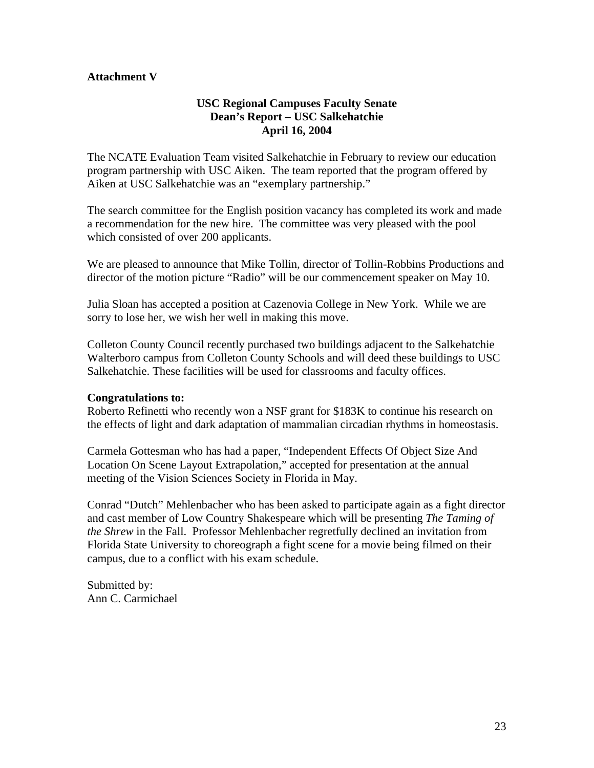**Attachment V**

**USC Regional Campuses Faculty Senate**
**Dean's Report – USC Salkehatchie**
**April 16, 2004**

The NCATE Evaluation Team visited Salkehatchie in February to review our education program partnership with USC Aiken. The team reported that the program offered by Aiken at USC Salkehatchie was an "exemplary partnership."

The search committee for the English position vacancy has completed its work and made a recommendation for the new hire. The committee was very pleased with the pool which consisted of over 200 applicants.

We are pleased to announce that Mike Tollin, director of Tollin-Robbins Productions and director of the motion picture "Radio" will be our commencement speaker on May 10.

Julia Sloan has accepted a position at Cazenovia College in New York. While we are sorry to lose her, we wish her well in making this move.

Colleton County Council recently purchased two buildings adjacent to the Salkehatchie Walterboro campus from Colleton County Schools and will deed these buildings to USC Salkehatchie. These facilities will be used for classrooms and faculty offices.

**Congratulations to:**
Roberto Refinetti who recently won a NSF grant for $183K to continue his research on the effects of light and dark adaptation of mammalian circadian rhythms in homeostasis.

Carmela Gottesman who has had a paper, "Independent Effects Of Object Size And Location On Scene Layout Extrapolation," accepted for presentation at the annual meeting of the Vision Sciences Society in Florida in May.

Conrad "Dutch" Mehlenbacher who has been asked to participate again as a fight director and cast member of Low Country Shakespeare which will be presenting *The Taming of the Shrew* in the Fall. Professor Mehlenbacher regretfully declined an invitation from Florida State University to choreograph a fight scene for a movie being filmed on their campus, due to a conflict with his exam schedule.

Submitted by:
Ann C. Carmichael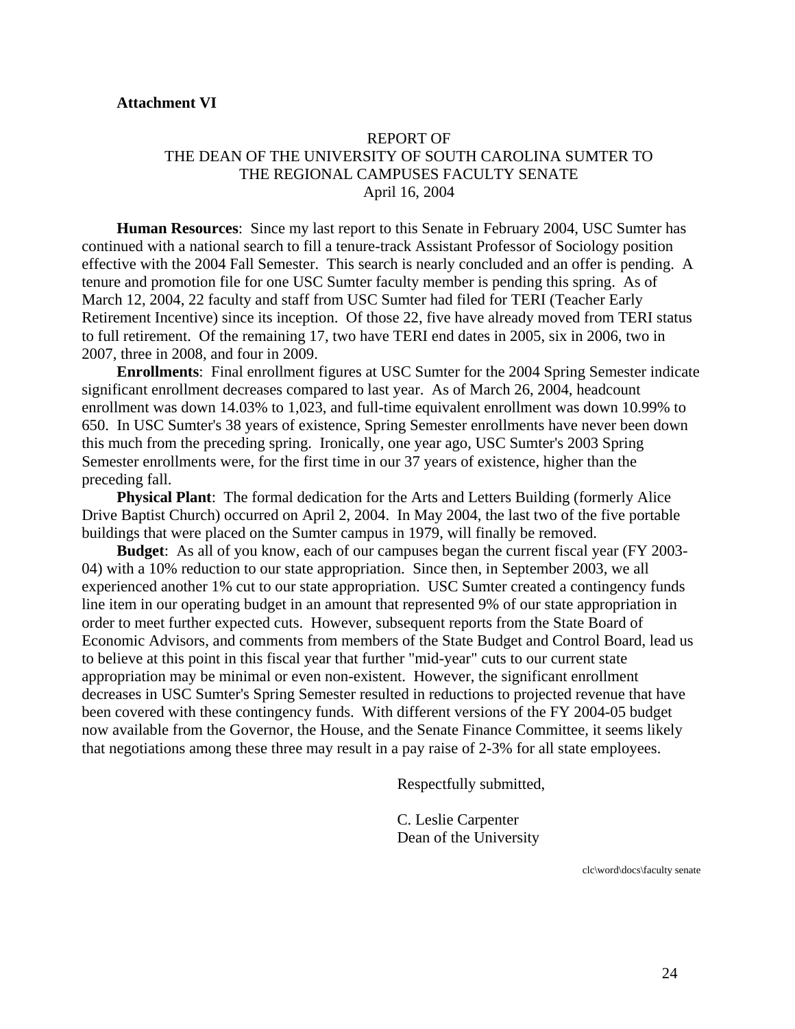**Attachment VI**

REPORT OF
THE DEAN OF THE UNIVERSITY OF SOUTH CAROLINA SUMTER TO
THE REGIONAL CAMPUSES FACULTY SENATE
April 16, 2004

**Human Resources**: Since my last report to this Senate in February 2004, USC Sumter has continued with a national search to fill a tenure-track Assistant Professor of Sociology position effective with the 2004 Fall Semester. This search is nearly concluded and an offer is pending. A tenure and promotion file for one USC Sumter faculty member is pending this spring. As of March 12, 2004, 22 faculty and staff from USC Sumter had filed for TERI (Teacher Early Retirement Incentive) since its inception. Of those 22, five have already moved from TERI status to full retirement. Of the remaining 17, two have TERI end dates in 2005, six in 2006, two in 2007, three in 2008, and four in 2009.

**Enrollments**: Final enrollment figures at USC Sumter for the 2004 Spring Semester indicate significant enrollment decreases compared to last year. As of March 26, 2004, headcount enrollment was down 14.03% to 1,023, and full-time equivalent enrollment was down 10.99% to 650. In USC Sumter's 38 years of existence, Spring Semester enrollments have never been down this much from the preceding spring. Ironically, one year ago, USC Sumter's 2003 Spring Semester enrollments were, for the first time in our 37 years of existence, higher than the preceding fall.

**Physical Plant**: The formal dedication for the Arts and Letters Building (formerly Alice Drive Baptist Church) occurred on April 2, 2004. In May 2004, the last two of the five portable buildings that were placed on the Sumter campus in 1979, will finally be removed.

**Budget**: As all of you know, each of our campuses began the current fiscal year (FY 2003-04) with a 10% reduction to our state appropriation. Since then, in September 2003, we all experienced another 1% cut to our state appropriation. USC Sumter created a contingency funds line item in our operating budget in an amount that represented 9% of our state appropriation in order to meet further expected cuts. However, subsequent reports from the State Board of Economic Advisors, and comments from members of the State Budget and Control Board, lead us to believe at this point in this fiscal year that further "mid-year" cuts to our current state appropriation may be minimal or even non-existent. However, the significant enrollment decreases in USC Sumter's Spring Semester resulted in reductions to projected revenue that have been covered with these contingency funds. With different versions of the FY 2004-05 budget now available from the Governor, the House, and the Senate Finance Committee, it seems likely that negotiations among these three may result in a pay raise of 2-3% for all state employees.

Respectfully submitted,

C. Leslie Carpenter
Dean of the University

clc\word\docs\faculty senate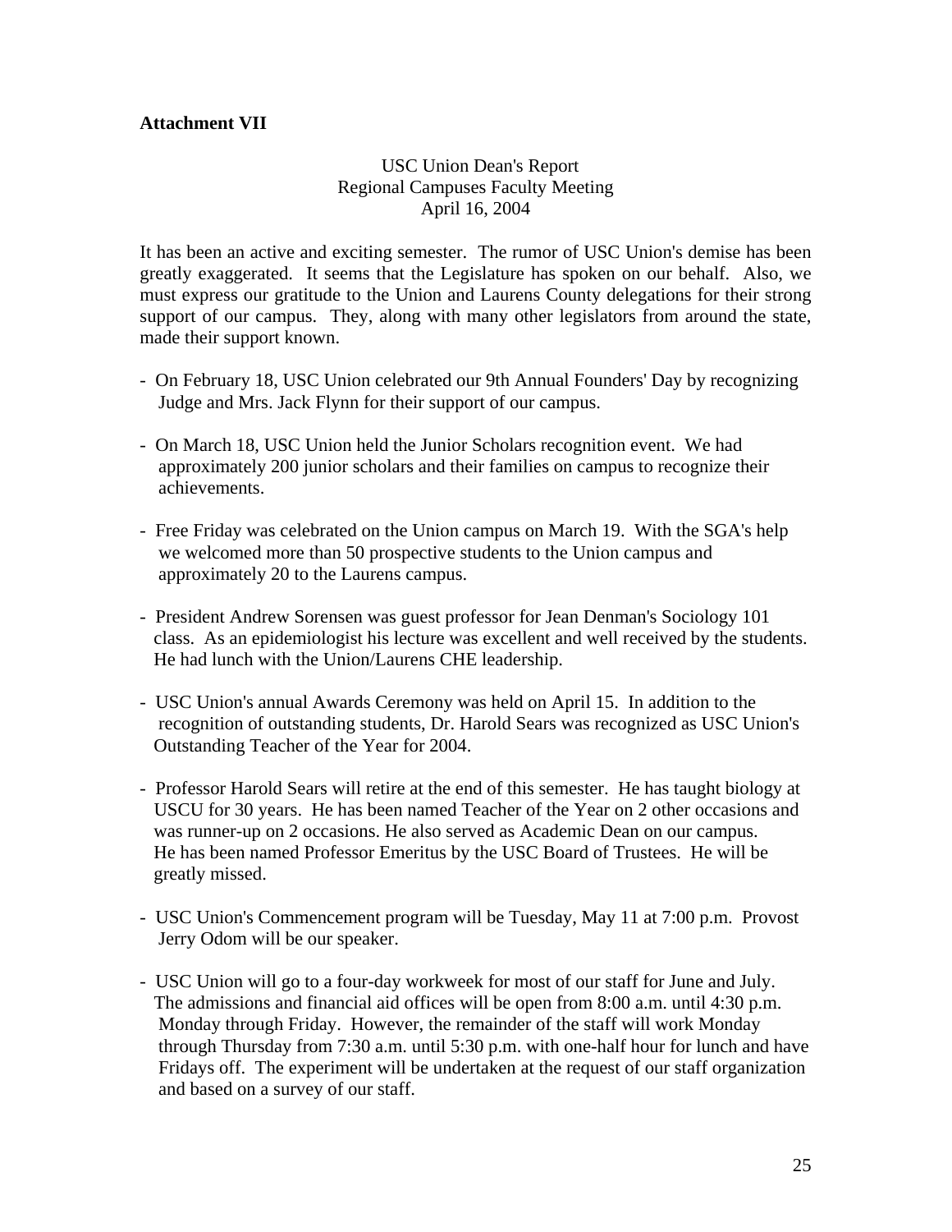**Attachment VII**

USC Union Dean's Report
Regional Campuses Faculty Meeting
April 16, 2004

It has been an active and exciting semester. The rumor of USC Union's demise has been greatly exaggerated. It seems that the Legislature has spoken on our behalf. Also, we must express our gratitude to the Union and Laurens County delegations for their strong support of our campus. They, along with many other legislators from around the state, made their support known.

- On February 18, USC Union celebrated our 9th Annual Founders' Day by recognizing Judge and Mrs. Jack Flynn for their support of our campus.
- On March 18, USC Union held the Junior Scholars recognition event. We had approximately 200 junior scholars and their families on campus to recognize their achievements.
- Free Friday was celebrated on the Union campus on March 19. With the SGA's help we welcomed more than 50 prospective students to the Union campus and approximately 20 to the Laurens campus.
- President Andrew Sorensen was guest professor for Jean Denman's Sociology 101 class. As an epidemiologist his lecture was excellent and well received by the students. He had lunch with the Union/Laurens CHE leadership.
- USC Union's annual Awards Ceremony was held on April 15. In addition to the recognition of outstanding students, Dr. Harold Sears was recognized as USC Union's Outstanding Teacher of the Year for 2004.
- Professor Harold Sears will retire at the end of this semester. He has taught biology at USCU for 30 years. He has been named Teacher of the Year on 2 other occasions and was runner-up on 2 occasions. He also served as Academic Dean on our campus. He has been named Professor Emeritus by the USC Board of Trustees. He will be greatly missed.
- USC Union's Commencement program will be Tuesday, May 11 at 7:00 p.m. Provost Jerry Odom will be our speaker.
- USC Union will go to a four-day workweek for most of our staff for June and July. The admissions and financial aid offices will be open from 8:00 a.m. until 4:30 p.m. Monday through Friday. However, the remainder of the staff will work Monday through Thursday from 7:30 a.m. until 5:30 p.m. with one-half hour for lunch and have Fridays off. The experiment will be undertaken at the request of our staff organization and based on a survey of our staff.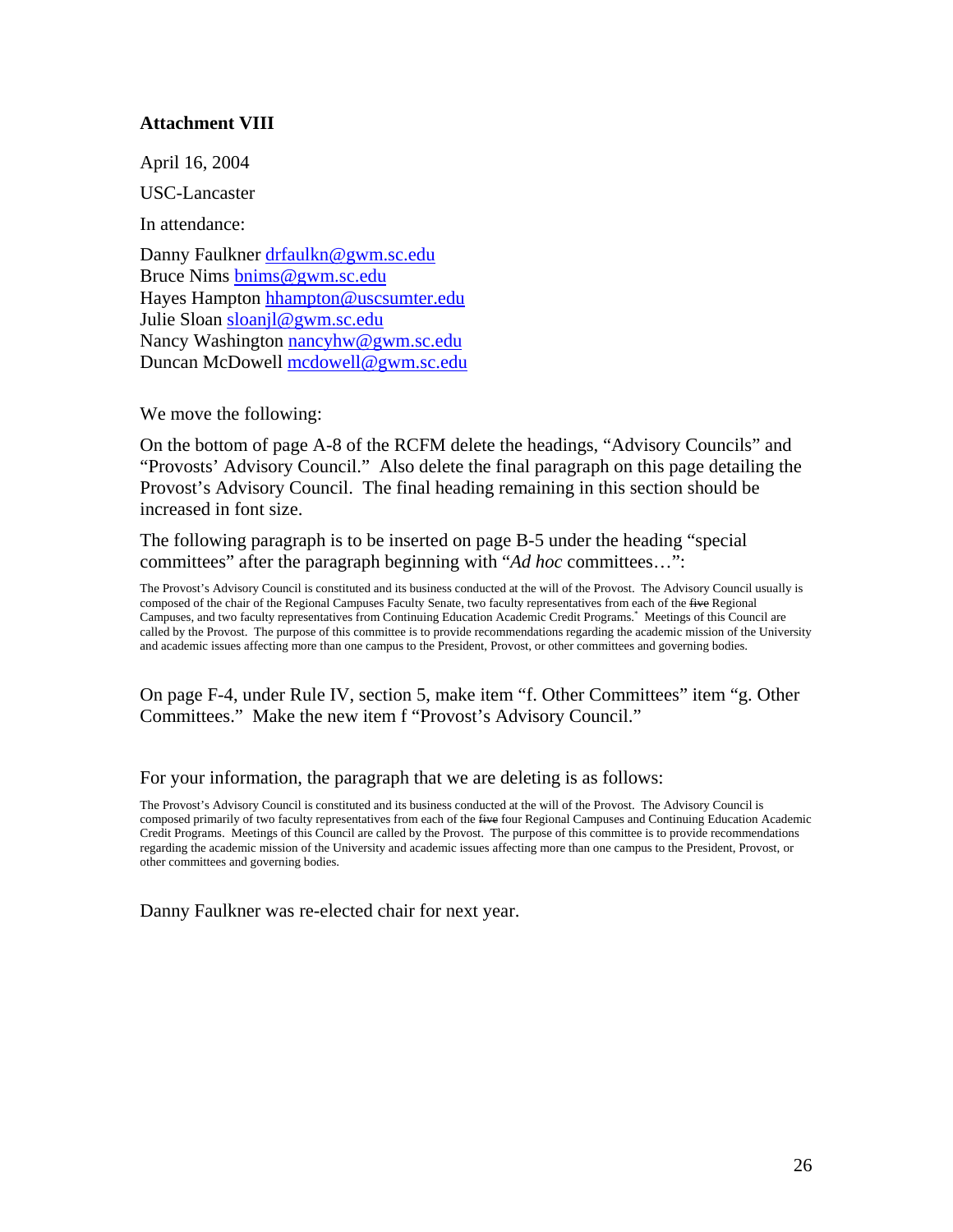**Attachment VIII**

April 16, 2004

USC-Lancaster

In attendance:

Danny Faulkner drfaulkn@gwm.sc.edu
Bruce Nims bnims@gwm.sc.edu
Hayes Hampton hhampton@uscsumter.edu
Julie Sloan sloanjl@gwm.sc.edu
Nancy Washington nancyhw@gwm.sc.edu
Duncan McDowell mcdowell@gwm.sc.edu

We move the following:

On the bottom of page A-8 of the RCFM delete the headings, "Advisory Councils" and "Provosts' Advisory Council." Also delete the final paragraph on this page detailing the Provost's Advisory Council. The final heading remaining in this section should be increased in font size.

The following paragraph is to be inserted on page B-5 under the heading "special committees" after the paragraph beginning with "*Ad hoc* committees…":

The Provost's Advisory Council is constituted and its business conducted at the will of the Provost. The Advisory Council usually is composed of the chair of the Regional Campuses Faculty Senate, two faculty representatives from each of the ~~five~~ Regional Campuses, and two faculty representatives from Continuing Education Academic Credit Programs.* Meetings of this Council are called by the Provost. The purpose of this committee is to provide recommendations regarding the academic mission of the University and academic issues affecting more than one campus to the President, Provost, or other committees and governing bodies.

On page F-4, under Rule IV, section 5, make item "f. Other Committees" item "g. Other Committees." Make the new item f "Provost's Advisory Council."

For your information, the paragraph that we are deleting is as follows:

The Provost's Advisory Council is constituted and its business conducted at the will of the Provost. The Advisory Council is composed primarily of two faculty representatives from each of the ~~five~~ four Regional Campuses and Continuing Education Academic Credit Programs. Meetings of this Council are called by the Provost. The purpose of this committee is to provide recommendations regarding the academic mission of the University and academic issues affecting more than one campus to the President, Provost, or other committees and governing bodies.

Danny Faulkner was re-elected chair for next year.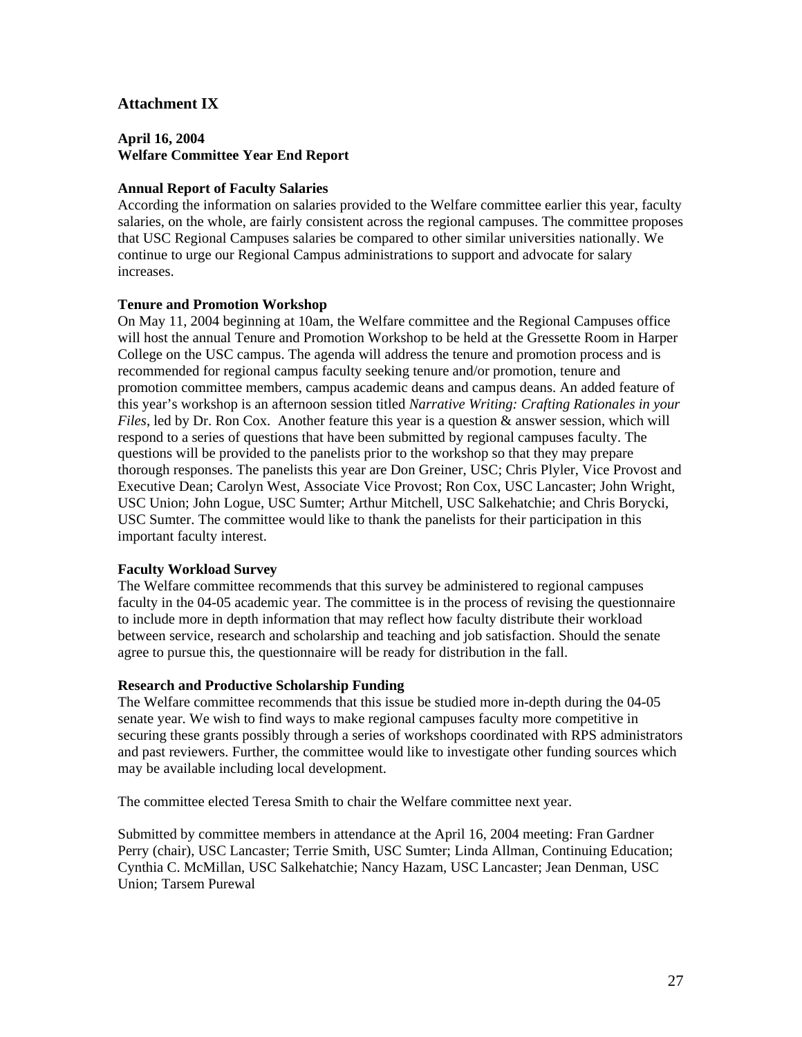## Attachment IX

**April 16, 2004**
**Welfare Committee Year End Report**

**Annual Report of Faculty Salaries**
According the information on salaries provided to the Welfare committee earlier this year, faculty salaries, on the whole, are fairly consistent across the regional campuses. The committee proposes that USC Regional Campuses salaries be compared to other similar universities nationally. We continue to urge our Regional Campus administrations to support and advocate for salary increases.

**Tenure and Promotion Workshop**
On May 11, 2004 beginning at 10am, the Welfare committee and the Regional Campuses office will host the annual Tenure and Promotion Workshop to be held at the Gressette Room in Harper College on the USC campus. The agenda will address the tenure and promotion process and is recommended for regional campus faculty seeking tenure and/or promotion, tenure and promotion committee members, campus academic deans and campus deans. An added feature of this year's workshop is an afternoon session titled *Narrative Writing: Crafting Rationales in your Files*, led by Dr. Ron Cox. Another feature this year is a question & answer session, which will respond to a series of questions that have been submitted by regional campuses faculty. The questions will be provided to the panelists prior to the workshop so that they may prepare thorough responses. The panelists this year are Don Greiner, USC; Chris Plyler, Vice Provost and Executive Dean; Carolyn West, Associate Vice Provost; Ron Cox, USC Lancaster; John Wright, USC Union; John Logue, USC Sumter; Arthur Mitchell, USC Salkehatchie; and Chris Borycki, USC Sumter. The committee would like to thank the panelists for their participation in this important faculty interest.

**Faculty Workload Survey**
The Welfare committee recommends that this survey be administered to regional campuses faculty in the 04-05 academic year. The committee is in the process of revising the questionnaire to include more in depth information that may reflect how faculty distribute their workload between service, research and scholarship and teaching and job satisfaction. Should the senate agree to pursue this, the questionnaire will be ready for distribution in the fall.

**Research and Productive Scholarship Funding**
The Welfare committee recommends that this issue be studied more in-depth during the 04-05 senate year. We wish to find ways to make regional campuses faculty more competitive in securing these grants possibly through a series of workshops coordinated with RPS administrators and past reviewers. Further, the committee would like to investigate other funding sources which may be available including local development.

The committee elected Teresa Smith to chair the Welfare committee next year.

Submitted by committee members in attendance at the April 16, 2004 meeting: Fran Gardner Perry (chair), USC Lancaster; Terrie Smith, USC Sumter; Linda Allman, Continuing Education; Cynthia C. McMillan, USC Salkehatchie; Nancy Hazam, USC Lancaster; Jean Denman, USC Union; Tarsem Purewal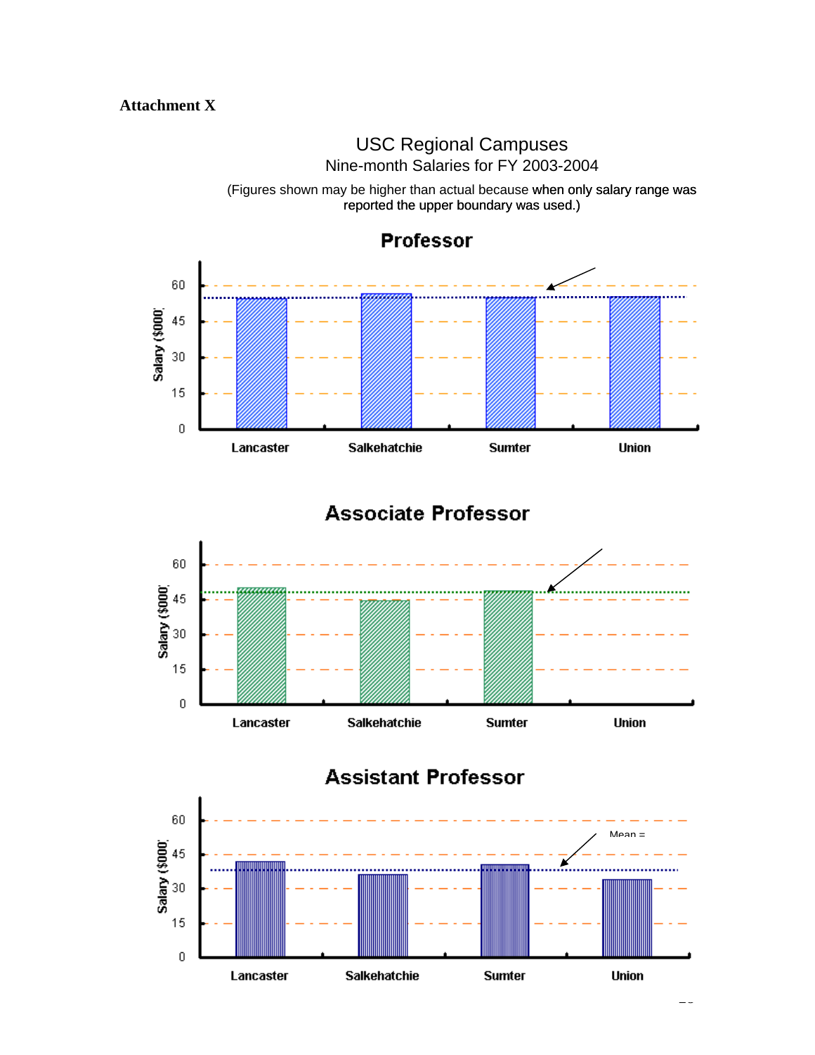**Attachment X**

USC Regional Campuses

Nine-month Salaries for FY 2003-2004

(Figures shown may be higher than actual because when only salary range was reported the upper boundary was used.)

**Professor**

Salary ($000)

60
45
30
15
0

Lancaster Salkehatchie Sumter Union

**Associate Professor**

Salary ($000)

60
45
30
15
0

Lancaster Salkehatchie Sumter Union

**Assistant Professor**

Mean =

Salary ($000)

60
45
30
15
0

Lancaster Salkehatchie Sumter Union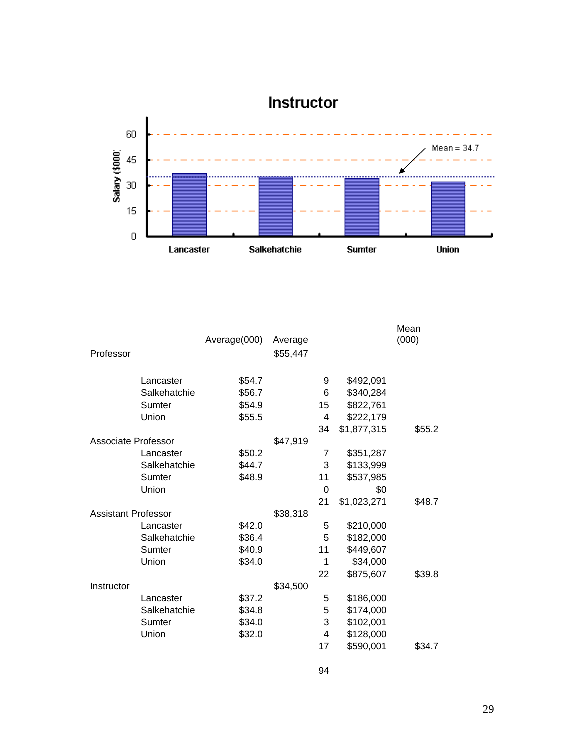## Instructor

| | Average(000) | Average | | | Mean (000) |
|---|---|---|---|---|---|
| **Professor** | | $55,447 | | | |
| Lancaster | $54.7 | | 9 | $492,091 | |
| Salkehatchie | $56.7 | | 6 | $340,284 | |
| Sumter | $54.9 | | 15 | $822,761 | |
| Union | $55.5 | | 4 | $222,179 | |
| | | | 34 | $1,877,315 | $55.2 |
| **Associate Professor** | | $47,919 | | | |
| Lancaster | $50.2 | | 7 | $351,287 | |
| Salkehatchie | $44.7 | | 3 | $133,999 | |
| Sumter | $48.9 | | 11 | $537,985 | |
| Union | | | 0 | $0 | |
| | | | 21 | $1,023,271 | $48.7 |
| **Assistant Professor** | | $38,318 | | | |
| Lancaster | $42.0 | | 5 | $210,000 | |
| Salkehatchie | $36.4 | | 5 | $182,000 | |
| Sumter | $40.9 | | 11 | $449,607 | |
| Union | $34.0 | | 1 | $34,000 | |
| | | | 22 | $875,607 | $39.8 |
| **Instructor** | | $34,500 | | | |
| Lancaster | $37.2 | | 5 | $186,000 | |
| Salkehatchie | $34.8 | | 5 | $174,000 | |
| Sumter | $34.0 | | 3 | $102,001 | |
| Union | $32.0 | | 4 | $128,000 | |
| | | | 17 | $590,001 | $34.7 |
| | | | 94 | | |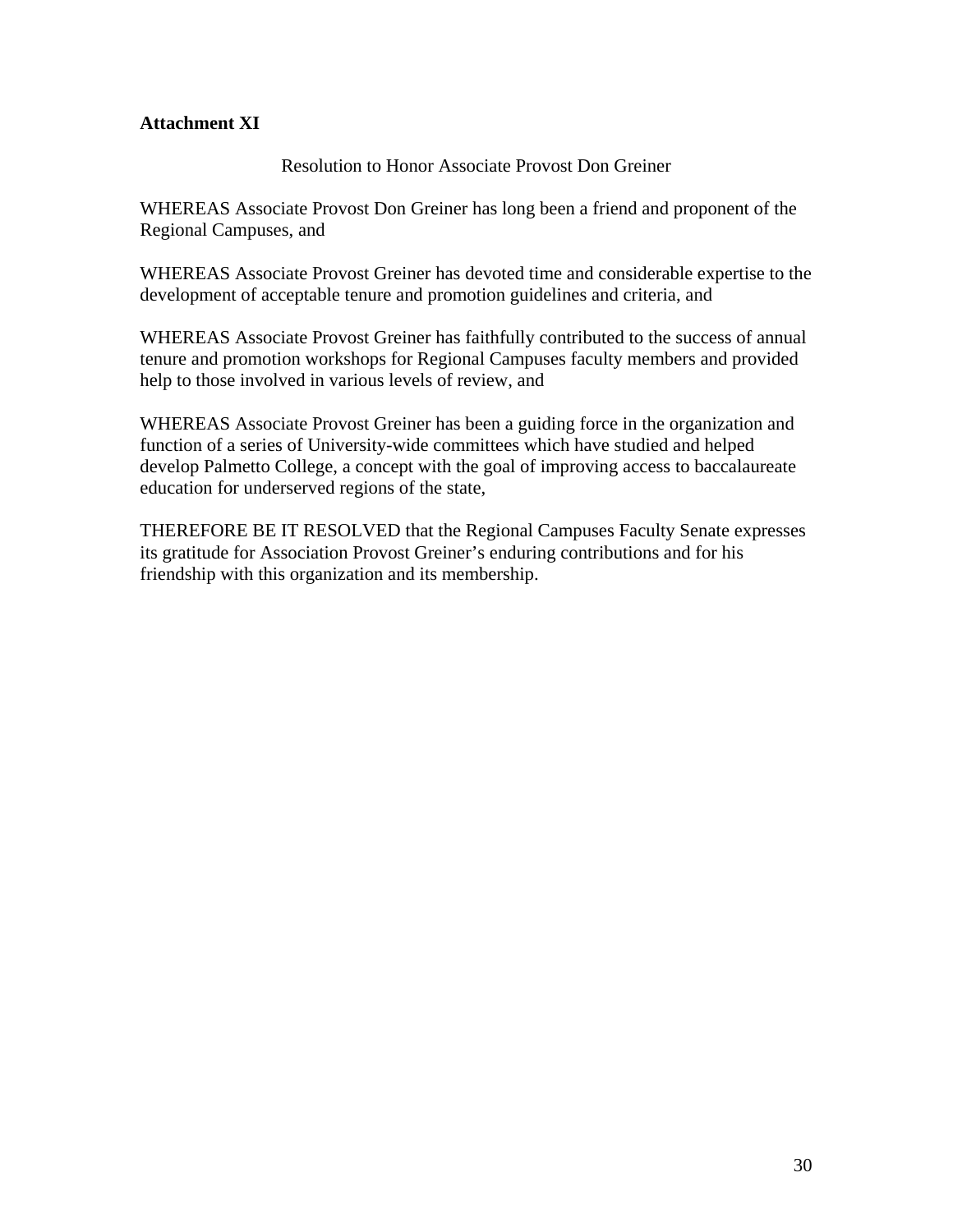**Attachment XI**

Resolution to Honor Associate Provost Don Greiner

WHEREAS Associate Provost Don Greiner has long been a friend and proponent of the Regional Campuses, and

WHEREAS Associate Provost Greiner has devoted time and considerable expertise to the development of acceptable tenure and promotion guidelines and criteria, and

WHEREAS Associate Provost Greiner has faithfully contributed to the success of annual tenure and promotion workshops for Regional Campuses faculty members and provided help to those involved in various levels of review, and

WHEREAS Associate Provost Greiner has been a guiding force in the organization and function of a series of University-wide committees which have studied and helped develop Palmetto College, a concept with the goal of improving access to baccalaureate education for underserved regions of the state,

THEREFORE BE IT RESOLVED that the Regional Campuses Faculty Senate expresses its gratitude for Association Provost Greiner's enduring contributions and for his friendship with this organization and its membership.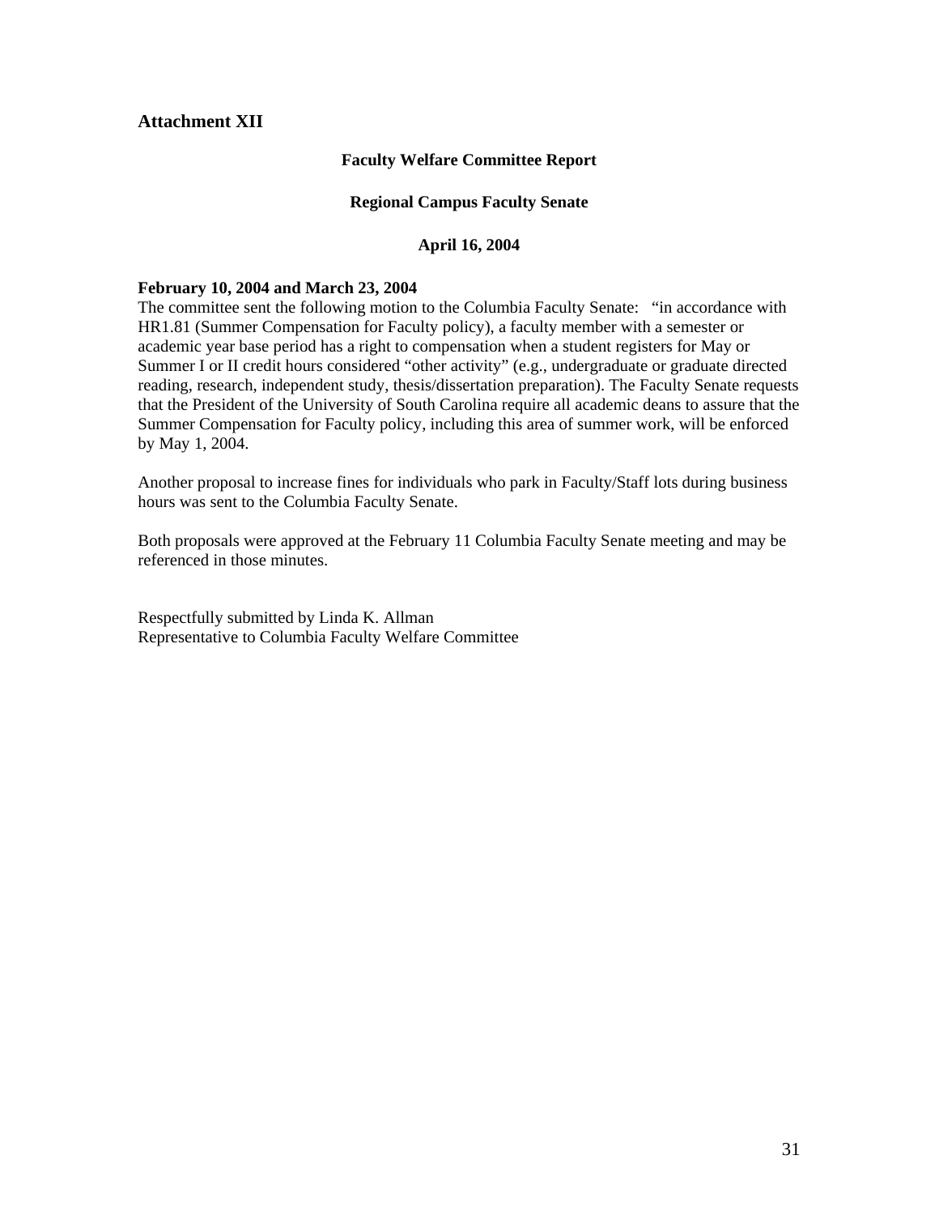## Attachment XII

**Faculty Welfare Committee Report**

**Regional Campus Faculty Senate**

**April 16, 2004**

**February 10, 2004 and March 23, 2004**
The committee sent the following motion to the Columbia Faculty Senate: "in accordance with HR1.81 (Summer Compensation for Faculty policy), a faculty member with a semester or academic year base period has a right to compensation when a student registers for May or Summer I or II credit hours considered "other activity" (e.g., undergraduate or graduate directed reading, research, independent study, thesis/dissertation preparation). The Faculty Senate requests that the President of the University of South Carolina require all academic deans to assure that the Summer Compensation for Faculty policy, including this area of summer work, will be enforced by May 1, 2004.

Another proposal to increase fines for individuals who park in Faculty/Staff lots during business hours was sent to the Columbia Faculty Senate.

Both proposals were approved at the February 11 Columbia Faculty Senate meeting and may be referenced in those minutes.

Respectfully submitted by Linda K. Allman
Representative to Columbia Faculty Welfare Committee